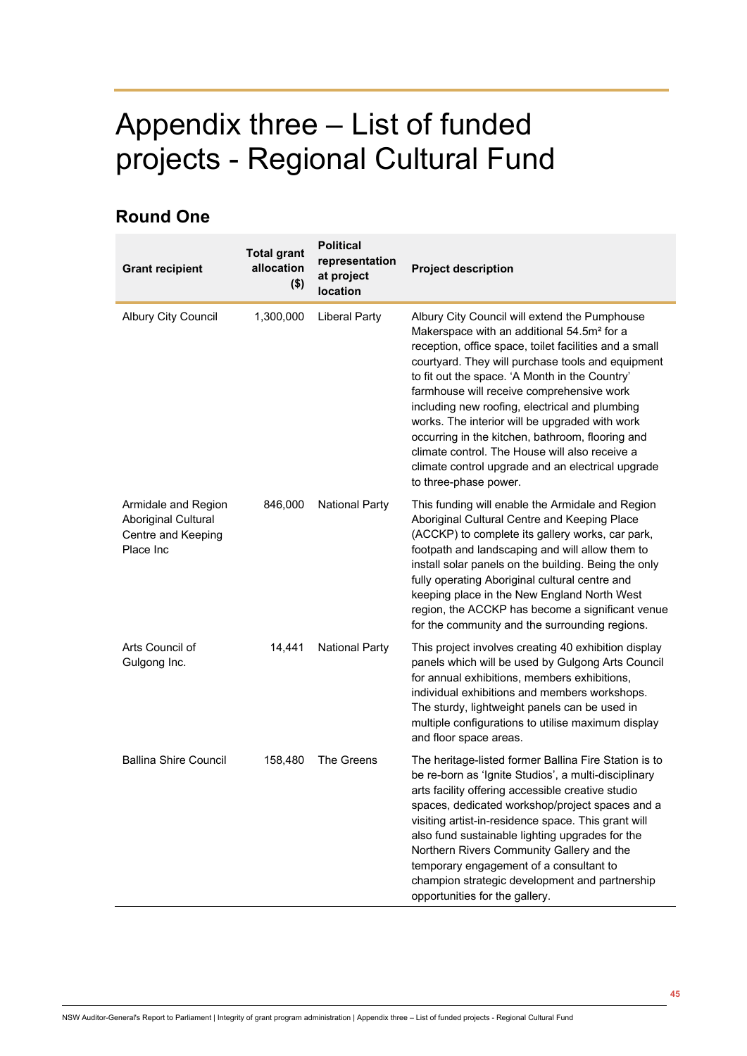# Appendix three – List of funded projects - Regional Cultural Fund

## Round One

| Grant recipient | Total grant allocation ($) | Political representation at project location | Project description |
|---|---|---|---|
| Albury City Council | 1,300,000 | Liberal Party | Albury City Council will extend the Pumphouse Makerspace with an additional 54.5m² for a reception, office space, toilet facilities and a small courtyard. They will purchase tools and equipment to fit out the space. 'A Month in the Country' farmhouse will receive comprehensive work including new roofing, electrical and plumbing works. The interior will be upgraded with work occurring in the kitchen, bathroom, flooring and climate control. The House will also receive a climate control upgrade and an electrical upgrade to three-phase power. |
| Armidale and Region Aboriginal Cultural Centre and Keeping Place Inc | 846,000 | National Party | This funding will enable the Armidale and Region Aboriginal Cultural Centre and Keeping Place (ACCKP) to complete its gallery works, car park, footpath and landscaping and will allow them to install solar panels on the building. Being the only fully operating Aboriginal cultural centre and keeping place in the New England North West region, the ACCKP has become a significant venue for the community and the surrounding regions. |
| Arts Council of Gulgong Inc. | 14,441 | National Party | This project involves creating 40 exhibition display panels which will be used by Gulgong Arts Council for annual exhibitions, members exhibitions, individual exhibitions and members workshops. The sturdy, lightweight panels can be used in multiple configurations to utilise maximum display and floor space areas. |
| Ballina Shire Council | 158,480 | The Greens | The heritage-listed former Ballina Fire Station is to be re-born as 'Ignite Studios', a multi-disciplinary arts facility offering accessible creative studio spaces, dedicated workshop/project spaces and a visiting artist-in-residence space. This grant will also fund sustainable lighting upgrades for the Northern Rivers Community Gallery and the temporary engagement of a consultant to champion strategic development and partnership opportunities for the gallery. |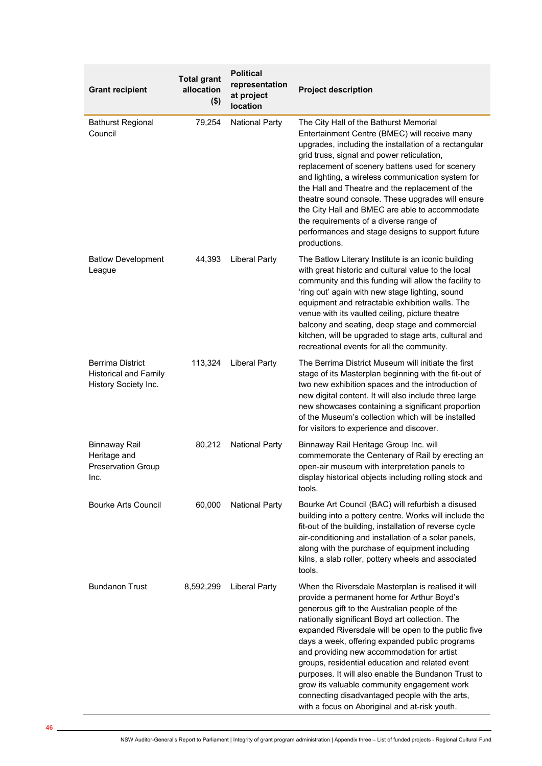| Grant recipient | Total grant allocation ($) | Political representation at project location | Project description |
|---|---|---|---|
| Bathurst Regional Council | 79,254 | National Party | The City Hall of the Bathurst Memorial Entertainment Centre (BMEC) will receive many upgrades, including the installation of a rectangular grid truss, signal and power reticulation, replacement of scenery battens used for scenery and lighting, a wireless communication system for the Hall and Theatre and the replacement of the theatre sound console. These upgrades will ensure the City Hall and BMEC are able to accommodate the requirements of a diverse range of performances and stage designs to support future productions. |
| Batlow Development League | 44,393 | Liberal Party | The Batlow Literary Institute is an iconic building with great historic and cultural value to the local community and this funding will allow the facility to 'ring out' again with new stage lighting, sound equipment and retractable exhibition walls. The venue with its vaulted ceiling, picture theatre balcony and seating, deep stage and commercial kitchen, will be upgraded to stage arts, cultural and recreational events for all the community. |
| Berrima District Historical and Family History Society Inc. | 113,324 | Liberal Party | The Berrima District Museum will initiate the first stage of its Masterplan beginning with the fit-out of two new exhibition spaces and the introduction of new digital content. It will also include three large new showcases containing a significant proportion of the Museum's collection which will be installed for visitors to experience and discover. |
| Binnaway Rail Heritage and Preservation Group Inc. | 80,212 | National Party | Binnaway Rail Heritage Group Inc. will commemorate the Centenary of Rail by erecting an open-air museum with interpretation panels to display historical objects including rolling stock and tools. |
| Bourke Arts Council | 60,000 | National Party | Bourke Art Council (BAC) will refurbish a disused building into a pottery centre. Works will include the fit-out of the building, installation of reverse cycle air-conditioning and installation of a solar panels, along with the purchase of equipment including kilns, a slab roller, pottery wheels and associated tools. |
| Bundanon Trust | 8,592,299 | Liberal Party | When the Riversdale Masterplan is realised it will provide a permanent home for Arthur Boyd's generous gift to the Australian people of the nationally significant Boyd art collection. The expanded Riversdale will be open to the public five days a week, offering expanded public programs and providing new accommodation for artist groups, residential education and related event purposes. It will also enable the Bundanon Trust to grow its valuable community engagement work connecting disadvantaged people with the arts, with a focus on Aboriginal and at-risk youth. |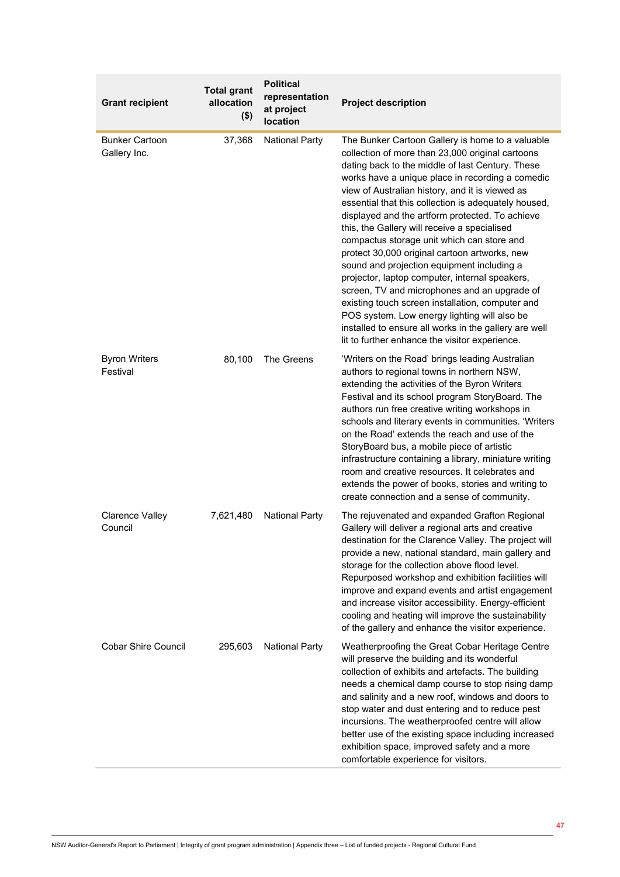| Grant recipient | Total grant allocation ($) | Political representation at project location | Project description |
|---|---|---|---|
| Bunker Cartoon Gallery Inc. | 37,368 | National Party | The Bunker Cartoon Gallery is home to a valuable collection of more than 23,000 original cartoons dating back to the middle of last Century. These works have a unique place in recording a comedic view of Australian history, and it is viewed as essential that this collection is adequately housed, displayed and the artform protected. To achieve this, the Gallery will receive a specialised compactus storage unit which can store and protect 30,000 original cartoon artworks, new sound and projection equipment including a projector, laptop computer, internal speakers, screen, TV and microphones and an upgrade of existing touch screen installation, computer and POS system. Low energy lighting will also be installed to ensure all works in the gallery are well lit to further enhance the visitor experience. |
| Byron Writers Festival | 80,100 | The Greens | 'Writers on the Road' brings leading Australian authors to regional towns in northern NSW, extending the activities of the Byron Writers Festival and its school program StoryBoard. The authors run free creative writing workshops in schools and literary events in communities. 'Writers on the Road' extends the reach and use of the StoryBoard bus, a mobile piece of artistic infrastructure containing a library, miniature writing room and creative resources. It celebrates and extends the power of books, stories and writing to create connection and a sense of community. |
| Clarence Valley Council | 7,621,480 | National Party | The rejuvenated and expanded Grafton Regional Gallery will deliver a regional arts and creative destination for the Clarence Valley. The project will provide a new, national standard, main gallery and storage for the collection above flood level. Repurposed workshop and exhibition facilities will improve and expand events and artist engagement and increase visitor accessibility. Energy-efficient cooling and heating will improve the sustainability of the gallery and enhance the visitor experience. |
| Cobar Shire Council | 295,603 | National Party | Weatherproofing the Great Cobar Heritage Centre will preserve the building and its wonderful collection of exhibits and artefacts. The building needs a chemical damp course to stop rising damp and salinity and a new roof, windows and doors to stop water and dust entering and to reduce pest incursions. The weatherproofed centre will allow better use of the existing space including increased exhibition space, improved safety and a more comfortable experience for visitors. |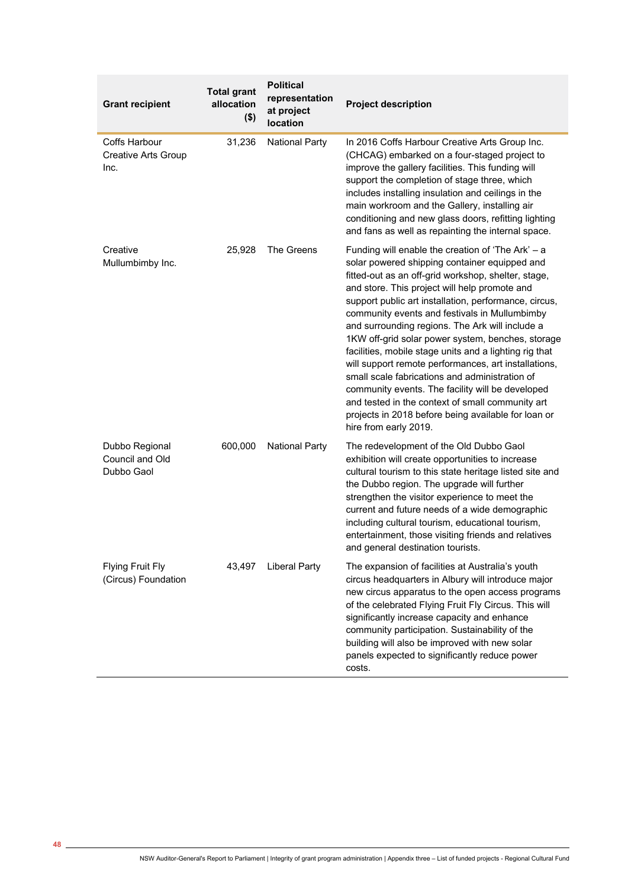| Grant recipient | Total grant allocation ($) | Political representation at project location | Project description |
|---|---|---|---|
| Coffs Harbour Creative Arts Group Inc. | 31,236 | National Party | In 2016 Coffs Harbour Creative Arts Group Inc. (CHCAG) embarked on a four-staged project to improve the gallery facilities. This funding will support the completion of stage three, which includes installing insulation and ceilings in the main workroom and the Gallery, installing air conditioning and new glass doors, refitting lighting and fans as well as repainting the internal space. |
| Creative Mullumbimby Inc. | 25,928 | The Greens | Funding will enable the creation of 'The Ark' – a solar powered shipping container equipped and fitted-out as an off-grid workshop, shelter, stage, and store. This project will help promote and support public art installation, performance, circus, community events and festivals in Mullumbimby and surrounding regions. The Ark will include a 1KW off-grid solar power system, benches, storage facilities, mobile stage units and a lighting rig that will support remote performances, art installations, small scale fabrications and administration of community events. The facility will be developed and tested in the context of small community art projects in 2018 before being available for loan or hire from early 2019. |
| Dubbo Regional Council and Old Dubbo Gaol | 600,000 | National Party | The redevelopment of the Old Dubbo Gaol exhibition will create opportunities to increase cultural tourism to this state heritage listed site and the Dubbo region. The upgrade will further strengthen the visitor experience to meet the current and future needs of a wide demographic including cultural tourism, educational tourism, entertainment, those visiting friends and relatives and general destination tourists. |
| Flying Fruit Fly (Circus) Foundation | 43,497 | Liberal Party | The expansion of facilities at Australia's youth circus headquarters in Albury will introduce major new circus apparatus to the open access programs of the celebrated Flying Fruit Fly Circus. This will significantly increase capacity and enhance community participation. Sustainability of the building will also be improved with new solar panels expected to significantly reduce power costs. |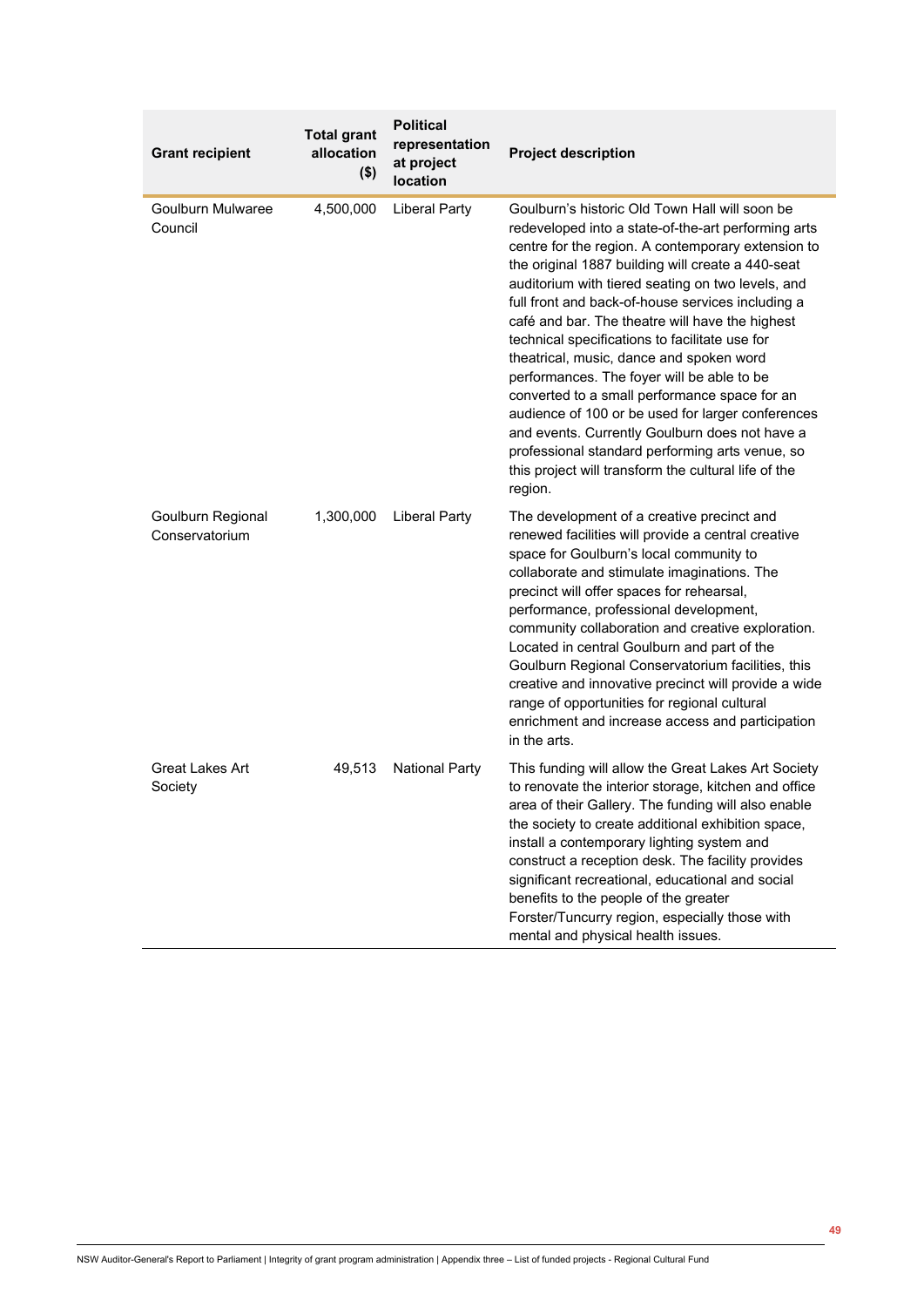| Grant recipient | Total grant allocation ($) | Political representation at project location | Project description |
|---|---|---|---|
| Goulburn Mulwaree Council | 4,500,000 | Liberal Party | Goulburn's historic Old Town Hall will soon be redeveloped into a state-of-the-art performing arts centre for the region. A contemporary extension to the original 1887 building will create a 440-seat auditorium with tiered seating on two levels, and full front and back-of-house services including a café and bar. The theatre will have the highest technical specifications to facilitate use for theatrical, music, dance and spoken word performances. The foyer will be able to be converted to a small performance space for an audience of 100 or be used for larger conferences and events. Currently Goulburn does not have a professional standard performing arts venue, so this project will transform the cultural life of the region. |
| Goulburn Regional Conservatorium | 1,300,000 | Liberal Party | The development of a creative precinct and renewed facilities will provide a central creative space for Goulburn's local community to collaborate and stimulate imaginations. The precinct will offer spaces for rehearsal, performance, professional development, community collaboration and creative exploration. Located in central Goulburn and part of the Goulburn Regional Conservatorium facilities, this creative and innovative precinct will provide a wide range of opportunities for regional cultural enrichment and increase access and participation in the arts. |
| Great Lakes Art Society | 49,513 | National Party | This funding will allow the Great Lakes Art Society to renovate the interior storage, kitchen and office area of their Gallery. The funding will also enable the society to create additional exhibition space, install a contemporary lighting system and construct a reception desk. The facility provides significant recreational, educational and social benefits to the people of the greater Forster/Tuncurry region, especially those with mental and physical health issues. |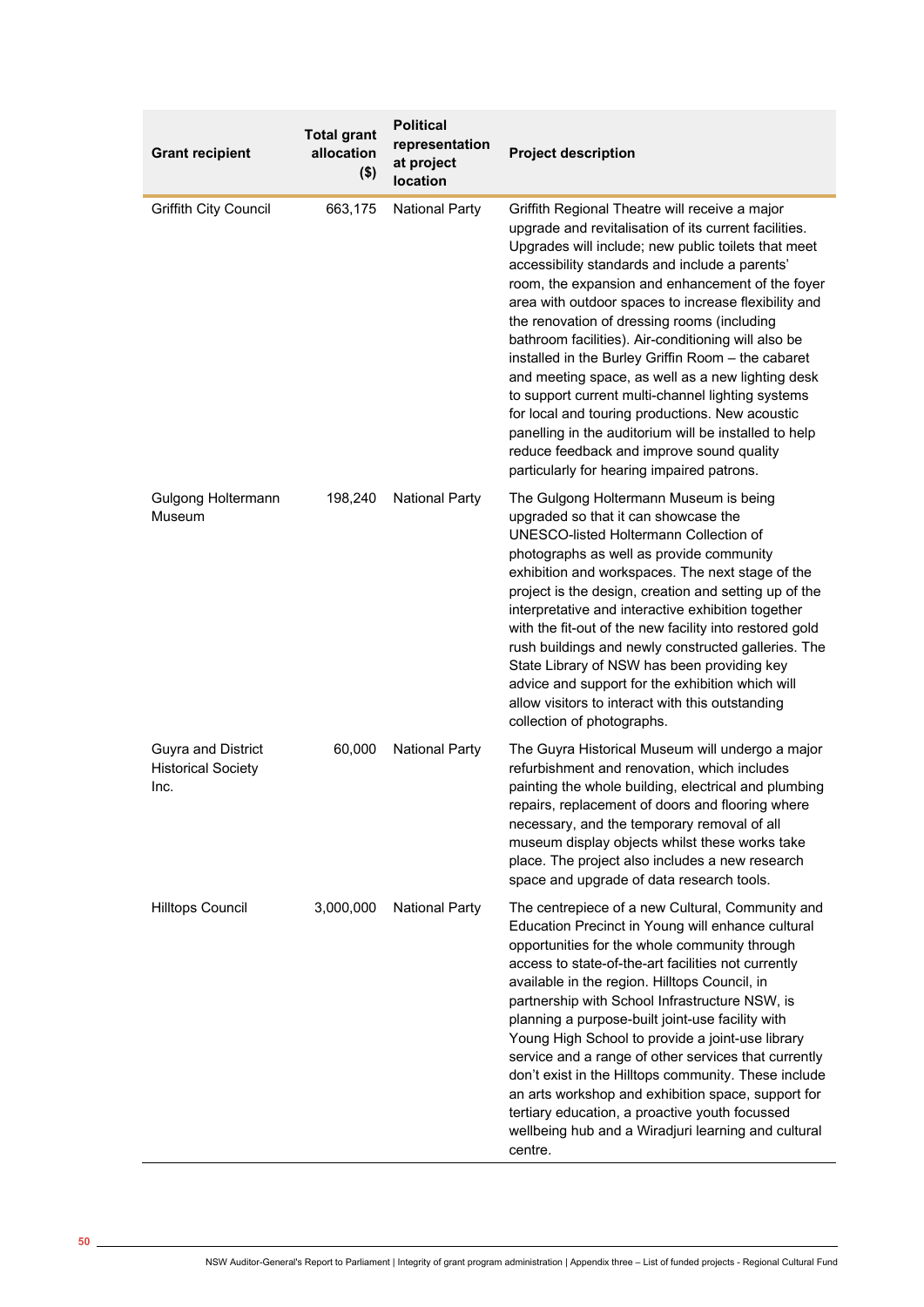| Grant recipient | Total grant allocation ($) | Political representation at project location | Project description |
|---|---|---|---|
| Griffith City Council | 663,175 | National Party | Griffith Regional Theatre will receive a major upgrade and revitalisation of its current facilities. Upgrades will include; new public toilets that meet accessibility standards and include a parents' room, the expansion and enhancement of the foyer area with outdoor spaces to increase flexibility and the renovation of dressing rooms (including bathroom facilities). Air-conditioning will also be installed in the Burley Griffin Room – the cabaret and meeting space, as well as a new lighting desk to support current multi-channel lighting systems for local and touring productions. New acoustic panelling in the auditorium will be installed to help reduce feedback and improve sound quality particularly for hearing impaired patrons. |
| Gulgong Holtermann Museum | 198,240 | National Party | The Gulgong Holtermann Museum is being upgraded so that it can showcase the UNESCO-listed Holtermann Collection of photographs as well as provide community exhibition and workspaces. The next stage of the project is the design, creation and setting up of the interpretative and interactive exhibition together with the fit-out of the new facility into restored gold rush buildings and newly constructed galleries. The State Library of NSW has been providing key advice and support for the exhibition which will allow visitors to interact with this outstanding collection of photographs. |
| Guyra and District Historical Society Inc. | 60,000 | National Party | The Guyra Historical Museum will undergo a major refurbishment and renovation, which includes painting the whole building, electrical and plumbing repairs, replacement of doors and flooring where necessary, and the temporary removal of all museum display objects whilst these works take place. The project also includes a new research space and upgrade of data research tools. |
| Hilltops Council | 3,000,000 | National Party | The centrepiece of a new Cultural, Community and Education Precinct in Young will enhance cultural opportunities for the whole community through access to state-of-the-art facilities not currently available in the region. Hilltops Council, in partnership with School Infrastructure NSW, is planning a purpose-built joint-use facility with Young High School to provide a joint-use library service and a range of other services that currently don't exist in the Hilltops community. These include an arts workshop and exhibition space, support for tertiary education, a proactive youth focussed wellbeing hub and a Wiradjuri learning and cultural centre. |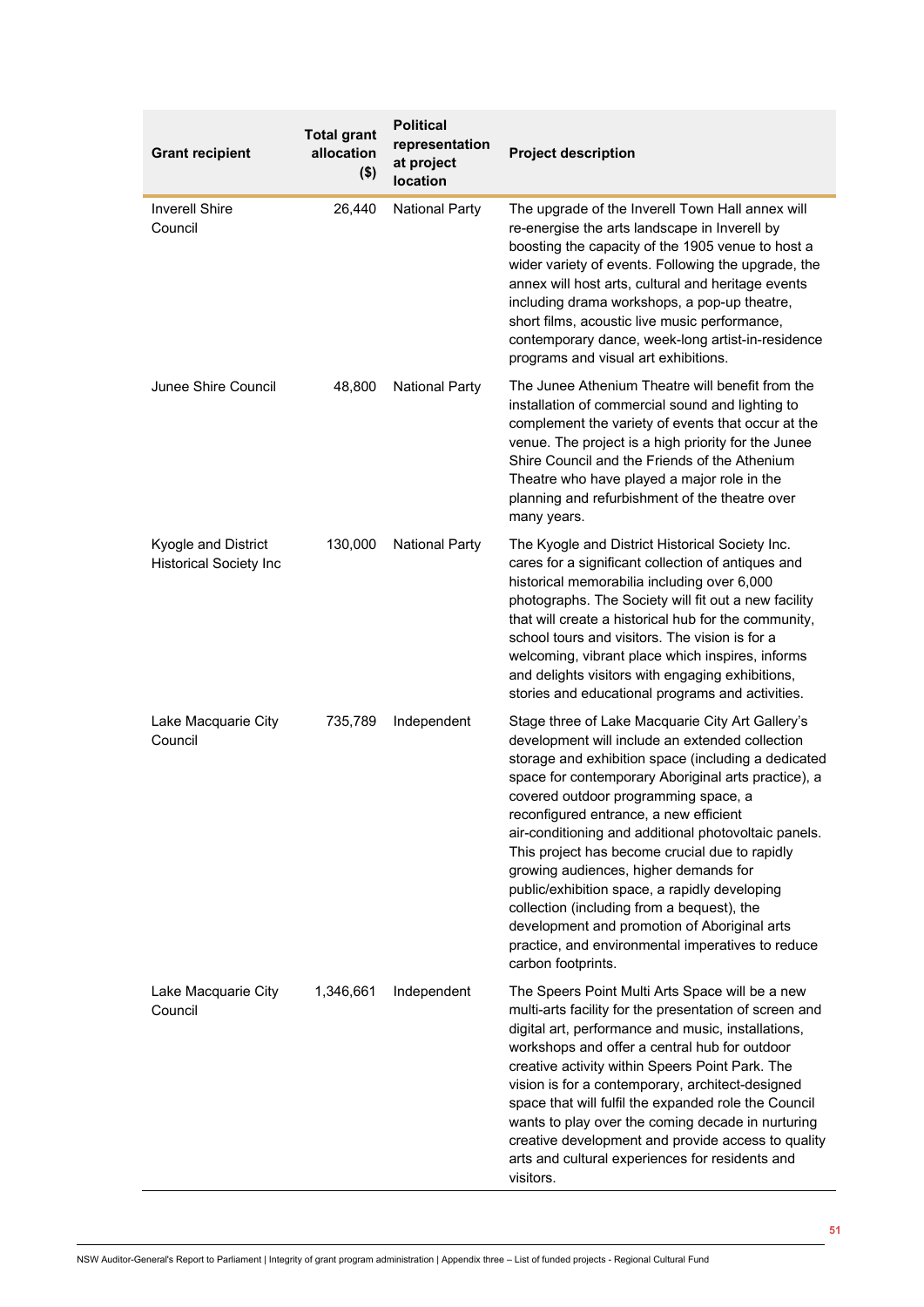| Grant recipient | Total grant allocation ($) | Political representation at project location | Project description |
|---|---|---|---|
| Inverell Shire Council | 26,440 | National Party | The upgrade of the Inverell Town Hall annex will re-energise the arts landscape in Inverell by boosting the capacity of the 1905 venue to host a wider variety of events. Following the upgrade, the annex will host arts, cultural and heritage events including drama workshops, a pop-up theatre, short films, acoustic live music performance, contemporary dance, week-long artist-in-residence programs and visual art exhibitions. |
| Junee Shire Council | 48,800 | National Party | The Junee Athenium Theatre will benefit from the installation of commercial sound and lighting to complement the variety of events that occur at the venue. The project is a high priority for the Junee Shire Council and the Friends of the Athenium Theatre who have played a major role in the planning and refurbishment of the theatre over many years. |
| Kyogle and District Historical Society Inc | 130,000 | National Party | The Kyogle and District Historical Society Inc. cares for a significant collection of antiques and historical memorabilia including over 6,000 photographs. The Society will fit out a new facility that will create a historical hub for the community, school tours and visitors. The vision is for a welcoming, vibrant place which inspires, informs and delights visitors with engaging exhibitions, stories and educational programs and activities. |
| Lake Macquarie City Council | 735,789 | Independent | Stage three of Lake Macquarie City Art Gallery's development will include an extended collection storage and exhibition space (including a dedicated space for contemporary Aboriginal arts practice), a covered outdoor programming space, a reconfigured entrance, a new efficient air-conditioning and additional photovoltaic panels. This project has become crucial due to rapidly growing audiences, higher demands for public/exhibition space, a rapidly developing collection (including from a bequest), the development and promotion of Aboriginal arts practice, and environmental imperatives to reduce carbon footprints. |
| Lake Macquarie City Council | 1,346,661 | Independent | The Speers Point Multi Arts Space will be a new multi-arts facility for the presentation of screen and digital art, performance and music, installations, workshops and offer a central hub for outdoor creative activity within Speers Point Park. The vision is for a contemporary, architect-designed space that will fulfil the expanded role the Council wants to play over the coming decade in nurturing creative development and provide access to quality arts and cultural experiences for residents and visitors. |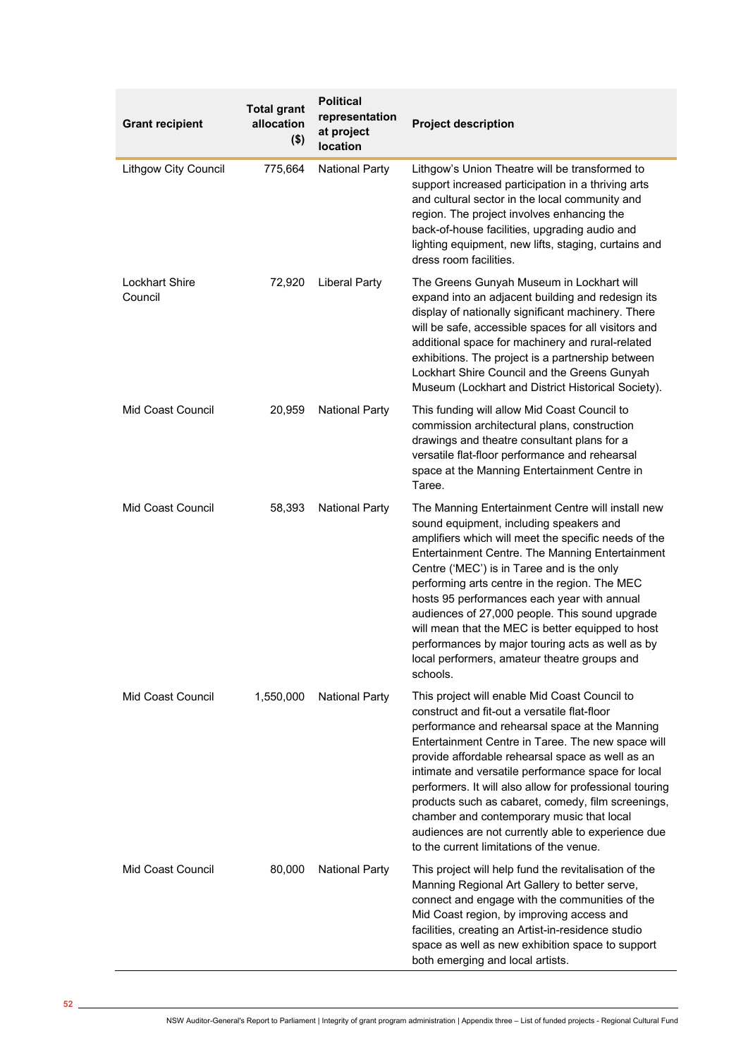| Grant recipient | Total grant allocation ($) | Political representation at project location | Project description |
| --- | --- | --- | --- |
| Lithgow City Council | 775,664 | National Party | Lithgow's Union Theatre will be transformed to support increased participation in a thriving arts and cultural sector in the local community and region. The project involves enhancing the back-of-house facilities, upgrading audio and lighting equipment, new lifts, staging, curtains and dress room facilities. |
| Lockhart Shire Council | 72,920 | Liberal Party | The Greens Gunyah Museum in Lockhart will expand into an adjacent building and redesign its display of nationally significant machinery. There will be safe, accessible spaces for all visitors and additional space for machinery and rural-related exhibitions. The project is a partnership between Lockhart Shire Council and the Greens Gunyah Museum (Lockhart and District Historical Society). |
| Mid Coast Council | 20,959 | National Party | This funding will allow Mid Coast Council to commission architectural plans, construction drawings and theatre consultant plans for a versatile flat-floor performance and rehearsal space at the Manning Entertainment Centre in Taree. |
| Mid Coast Council | 58,393 | National Party | The Manning Entertainment Centre will install new sound equipment, including speakers and amplifiers which will meet the specific needs of the Entertainment Centre. The Manning Entertainment Centre ('MEC') is in Taree and is the only performing arts centre in the region. The MEC hosts 95 performances each year with annual audiences of 27,000 people. This sound upgrade will mean that the MEC is better equipped to host performances by major touring acts as well as by local performers, amateur theatre groups and schools. |
| Mid Coast Council | 1,550,000 | National Party | This project will enable Mid Coast Council to construct and fit-out a versatile flat-floor performance and rehearsal space at the Manning Entertainment Centre in Taree. The new space will provide affordable rehearsal space as well as an intimate and versatile performance space for local performers. It will also allow for professional touring products such as cabaret, comedy, film screenings, chamber and contemporary music that local audiences are not currently able to experience due to the current limitations of the venue. |
| Mid Coast Council | 80,000 | National Party | This project will help fund the revitalisation of the Manning Regional Art Gallery to better serve, connect and engage with the communities of the Mid Coast region, by improving access and facilities, creating an Artist-in-residence studio space as well as new exhibition space to support both emerging and local artists. |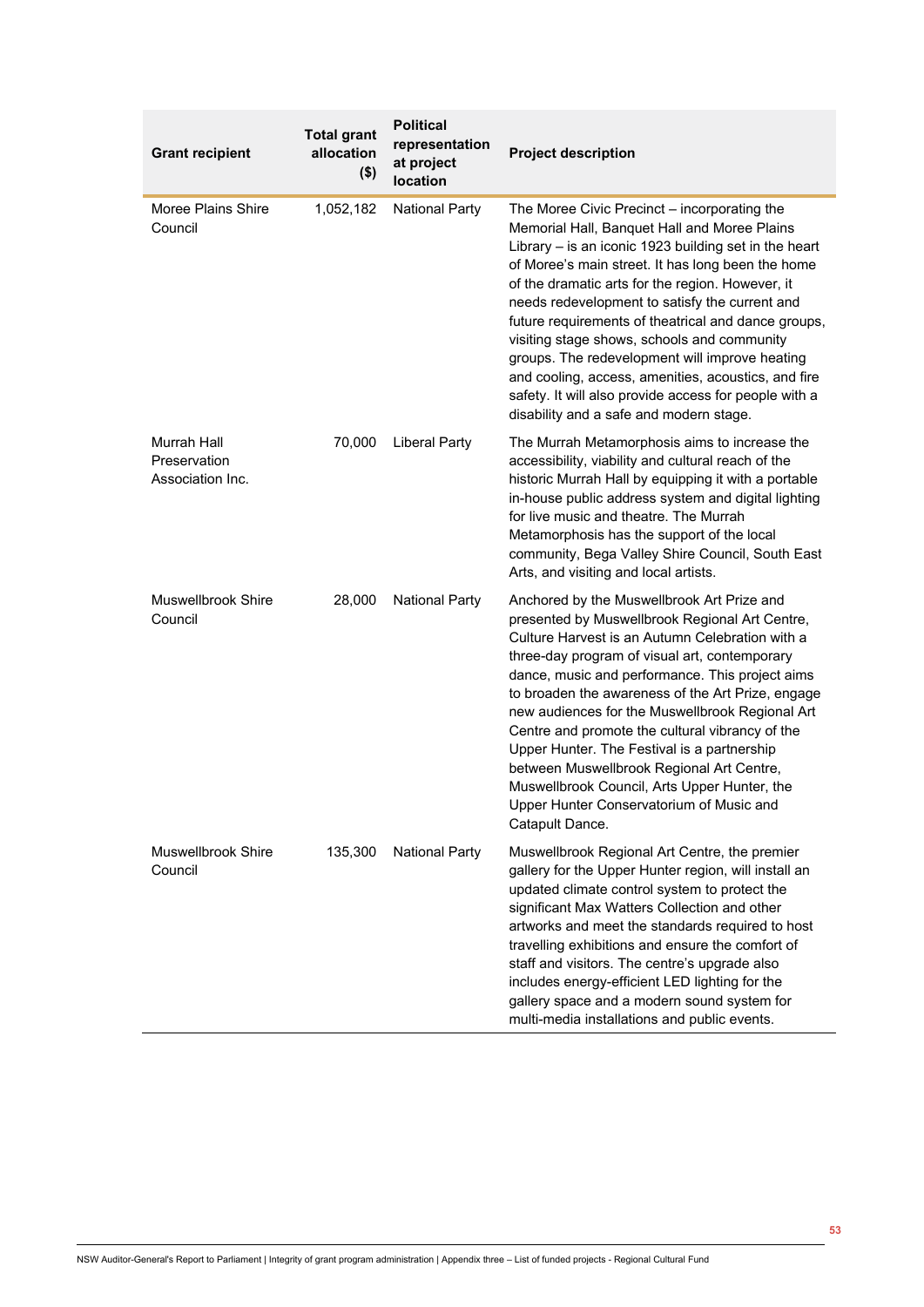| Grant recipient | Total grant allocation ($) | Political representation at project location | Project description |
|---|---|---|---|
| Moree Plains Shire Council | 1,052,182 | National Party | The Moree Civic Precinct – incorporating the Memorial Hall, Banquet Hall and Moree Plains Library – is an iconic 1923 building set in the heart of Moree's main street. It has long been the home of the dramatic arts for the region. However, it needs redevelopment to satisfy the current and future requirements of theatrical and dance groups, visiting stage shows, schools and community groups. The redevelopment will improve heating and cooling, access, amenities, acoustics, and fire safety. It will also provide access for people with a disability and a safe and modern stage. |
| Murrah Hall Preservation Association Inc. | 70,000 | Liberal Party | The Murrah Metamorphosis aims to increase the accessibility, viability and cultural reach of the historic Murrah Hall by equipping it with a portable in-house public address system and digital lighting for live music and theatre. The Murrah Metamorphosis has the support of the local community, Bega Valley Shire Council, South East Arts, and visiting and local artists. |
| Muswellbrook Shire Council | 28,000 | National Party | Anchored by the Muswellbrook Art Prize and presented by Muswellbrook Regional Art Centre, Culture Harvest is an Autumn Celebration with a three-day program of visual art, contemporary dance, music and performance. This project aims to broaden the awareness of the Art Prize, engage new audiences for the Muswellbrook Regional Art Centre and promote the cultural vibrancy of the Upper Hunter. The Festival is a partnership between Muswellbrook Regional Art Centre, Muswellbrook Council, Arts Upper Hunter, the Upper Hunter Conservatorium of Music and Catapult Dance. |
| Muswellbrook Shire Council | 135,300 | National Party | Muswellbrook Regional Art Centre, the premier gallery for the Upper Hunter region, will install an updated climate control system to protect the significant Max Watters Collection and other artworks and meet the standards required to host travelling exhibitions and ensure the comfort of staff and visitors. The centre's upgrade also includes energy-efficient LED lighting for the gallery space and a modern sound system for multi-media installations and public events. |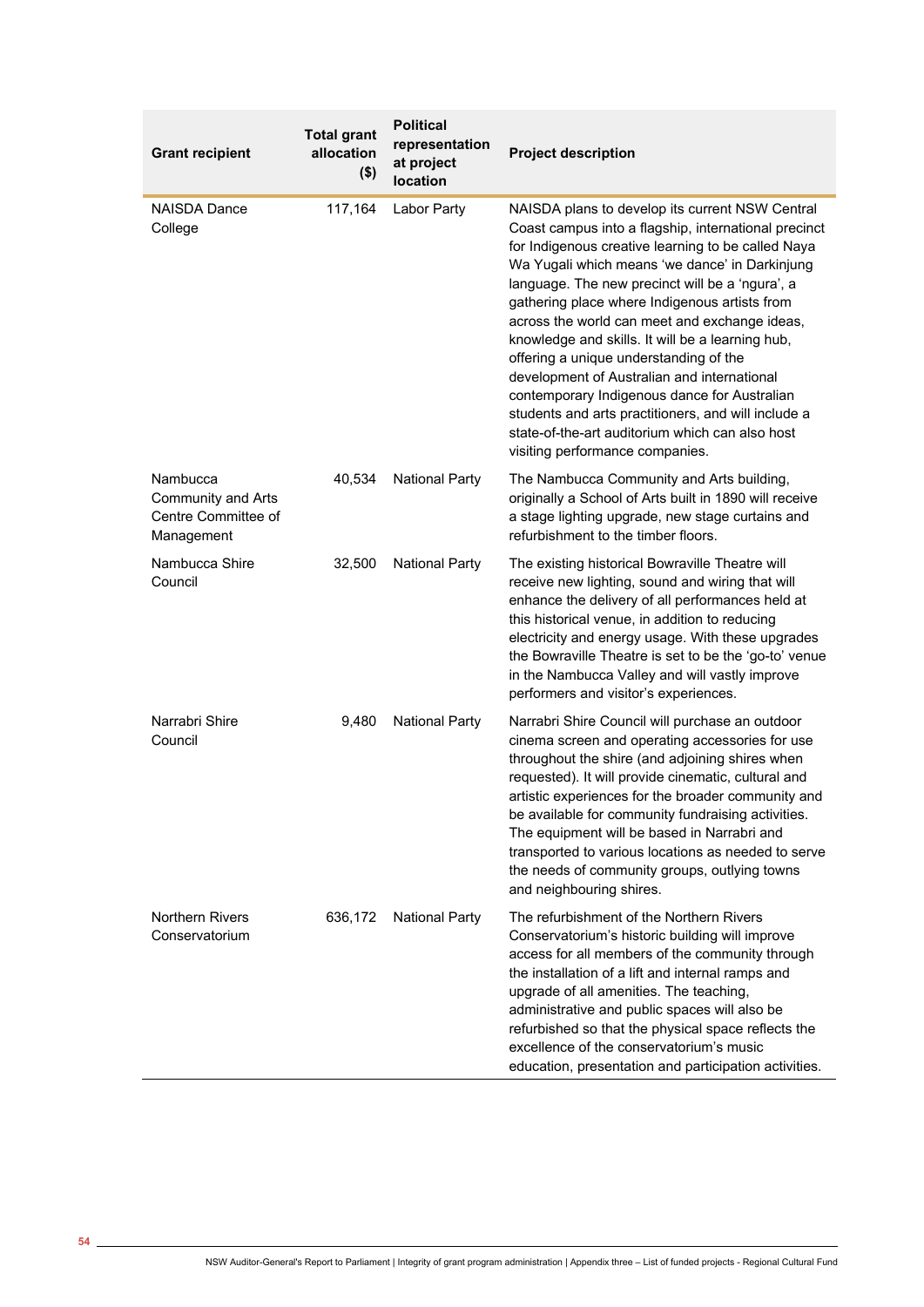| Grant recipient | Total grant allocation ($) | Political representation at project location | Project description |
| --- | --- | --- | --- |
| NAISDA Dance College | 117,164 | Labor Party | NAISDA plans to develop its current NSW Central Coast campus into a flagship, international precinct for Indigenous creative learning to be called Naya Wa Yugali which means 'we dance' in Darkinjung language. The new precinct will be a 'ngura', a gathering place where Indigenous artists from across the world can meet and exchange ideas, knowledge and skills. It will be a learning hub, offering a unique understanding of the development of Australian and international contemporary Indigenous dance for Australian students and arts practitioners, and will include a state-of-the-art auditorium which can also host visiting performance companies. |
| Nambucca Community and Arts Centre Committee of Management | 40,534 | National Party | The Nambucca Community and Arts building, originally a School of Arts built in 1890 will receive a stage lighting upgrade, new stage curtains and refurbishment to the timber floors. |
| Nambucca Shire Council | 32,500 | National Party | The existing historical Bowraville Theatre will receive new lighting, sound and wiring that will enhance the delivery of all performances held at this historical venue, in addition to reducing electricity and energy usage. With these upgrades the Bowraville Theatre is set to be the 'go-to' venue in the Nambucca Valley and will vastly improve performers and visitor's experiences. |
| Narrabri Shire Council | 9,480 | National Party | Narrabri Shire Council will purchase an outdoor cinema screen and operating accessories for use throughout the shire (and adjoining shires when requested). It will provide cinematic, cultural and artistic experiences for the broader community and be available for community fundraising activities. The equipment will be based in Narrabri and transported to various locations as needed to serve the needs of community groups, outlying towns and neighbouring shires. |
| Northern Rivers Conservatorium | 636,172 | National Party | The refurbishment of the Northern Rivers Conservatorium's historic building will improve access for all members of the community through the installation of a lift and internal ramps and upgrade of all amenities. The teaching, administrative and public spaces will also be refurbished so that the physical space reflects the excellence of the conservatorium's music education, presentation and participation activities. |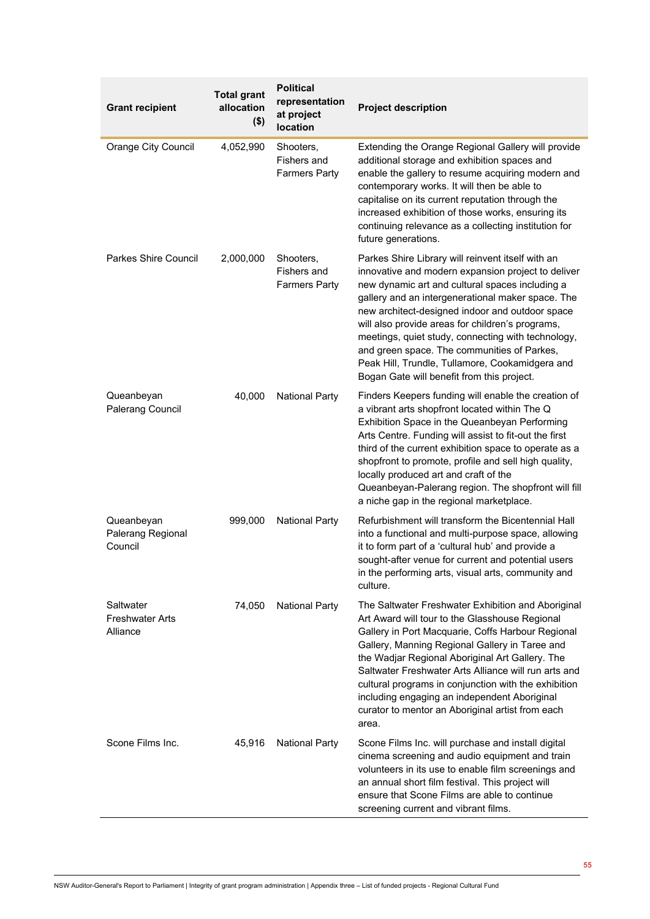| Grant recipient | Total grant allocation ($) | Political representation at project location | Project description |
|---|---|---|---|
| Orange City Council | 4,052,990 | Shooters, Fishers and Farmers Party | Extending the Orange Regional Gallery will provide additional storage and exhibition spaces and enable the gallery to resume acquiring modern and contemporary works. It will then be able to capitalise on its current reputation through the increased exhibition of those works, ensuring its continuing relevance as a collecting institution for future generations. |
| Parkes Shire Council | 2,000,000 | Shooters, Fishers and Farmers Party | Parkes Shire Library will reinvent itself with an innovative and modern expansion project to deliver new dynamic art and cultural spaces including a gallery and an intergenerational maker space. The new architect-designed indoor and outdoor space will also provide areas for children's programs, meetings, quiet study, connecting with technology, and green space. The communities of Parkes, Peak Hill, Trundle, Tullamore, Cookamidgera and Bogan Gate will benefit from this project. |
| Queanbeyan Palerang Council | 40,000 | National Party | Finders Keepers funding will enable the creation of a vibrant arts shopfront located within The Q Exhibition Space in the Queanbeyan Performing Arts Centre. Funding will assist to fit-out the first third of the current exhibition space to operate as a shopfront to promote, profile and sell high quality, locally produced art and craft of the Queanbeyan-Palerang region. The shopfront will fill a niche gap in the regional marketplace. |
| Queanbeyan Palerang Regional Council | 999,000 | National Party | Refurbishment will transform the Bicentennial Hall into a functional and multi-purpose space, allowing it to form part of a 'cultural hub' and provide a sought-after venue for current and potential users in the performing arts, visual arts, community and culture. |
| Saltwater Freshwater Arts Alliance | 74,050 | National Party | The Saltwater Freshwater Exhibition and Aboriginal Art Award will tour to the Glasshouse Regional Gallery in Port Macquarie, Coffs Harbour Regional Gallery, Manning Regional Gallery in Taree and the Wadjar Regional Aboriginal Art Gallery. The Saltwater Freshwater Arts Alliance will run arts and cultural programs in conjunction with the exhibition including engaging an independent Aboriginal curator to mentor an Aboriginal artist from each area. |
| Scone Films Inc. | 45,916 | National Party | Scone Films Inc. will purchase and install digital cinema screening and audio equipment and train volunteers in its use to enable film screenings and an annual short film festival. This project will ensure that Scone Films are able to continue screening current and vibrant films. |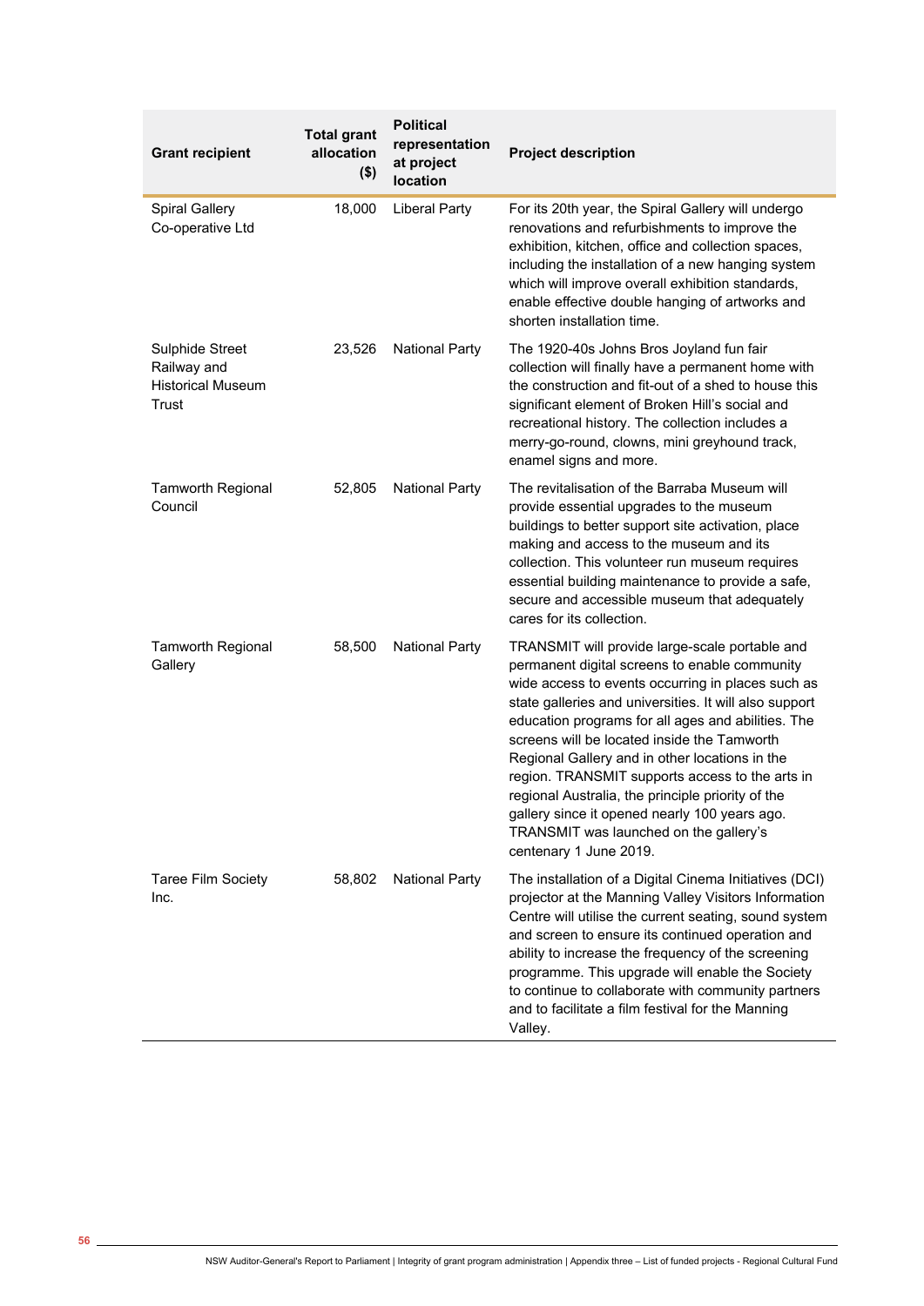| Grant recipient | Total grant allocation ($) | Political representation at project location | Project description |
|---|---|---|---|
| Spiral Gallery Co-operative Ltd | 18,000 | Liberal Party | For its 20th year, the Spiral Gallery will undergo renovations and refurbishments to improve the exhibition, kitchen, office and collection spaces, including the installation of a new hanging system which will improve overall exhibition standards, enable effective double hanging of artworks and shorten installation time. |
| Sulphide Street Railway and Historical Museum Trust | 23,526 | National Party | The 1920-40s Johns Bros Joyland fun fair collection will finally have a permanent home with the construction and fit-out of a shed to house this significant element of Broken Hill's social and recreational history. The collection includes a merry-go-round, clowns, mini greyhound track, enamel signs and more. |
| Tamworth Regional Council | 52,805 | National Party | The revitalisation of the Barraba Museum will provide essential upgrades to the museum buildings to better support site activation, place making and access to the museum and its collection. This volunteer run museum requires essential building maintenance to provide a safe, secure and accessible museum that adequately cares for its collection. |
| Tamworth Regional Gallery | 58,500 | National Party | TRANSMIT will provide large-scale portable and permanent digital screens to enable community wide access to events occurring in places such as state galleries and universities. It will also support education programs for all ages and abilities. The screens will be located inside the Tamworth Regional Gallery and in other locations in the region. TRANSMIT supports access to the arts in regional Australia, the principle priority of the gallery since it opened nearly 100 years ago. TRANSMIT was launched on the gallery's centenary 1 June 2019. |
| Taree Film Society Inc. | 58,802 | National Party | The installation of a Digital Cinema Initiatives (DCI) projector at the Manning Valley Visitors Information Centre will utilise the current seating, sound system and screen to ensure its continued operation and ability to increase the frequency of the screening programme. This upgrade will enable the Society to continue to collaborate with community partners and to facilitate a film festival for the Manning Valley. |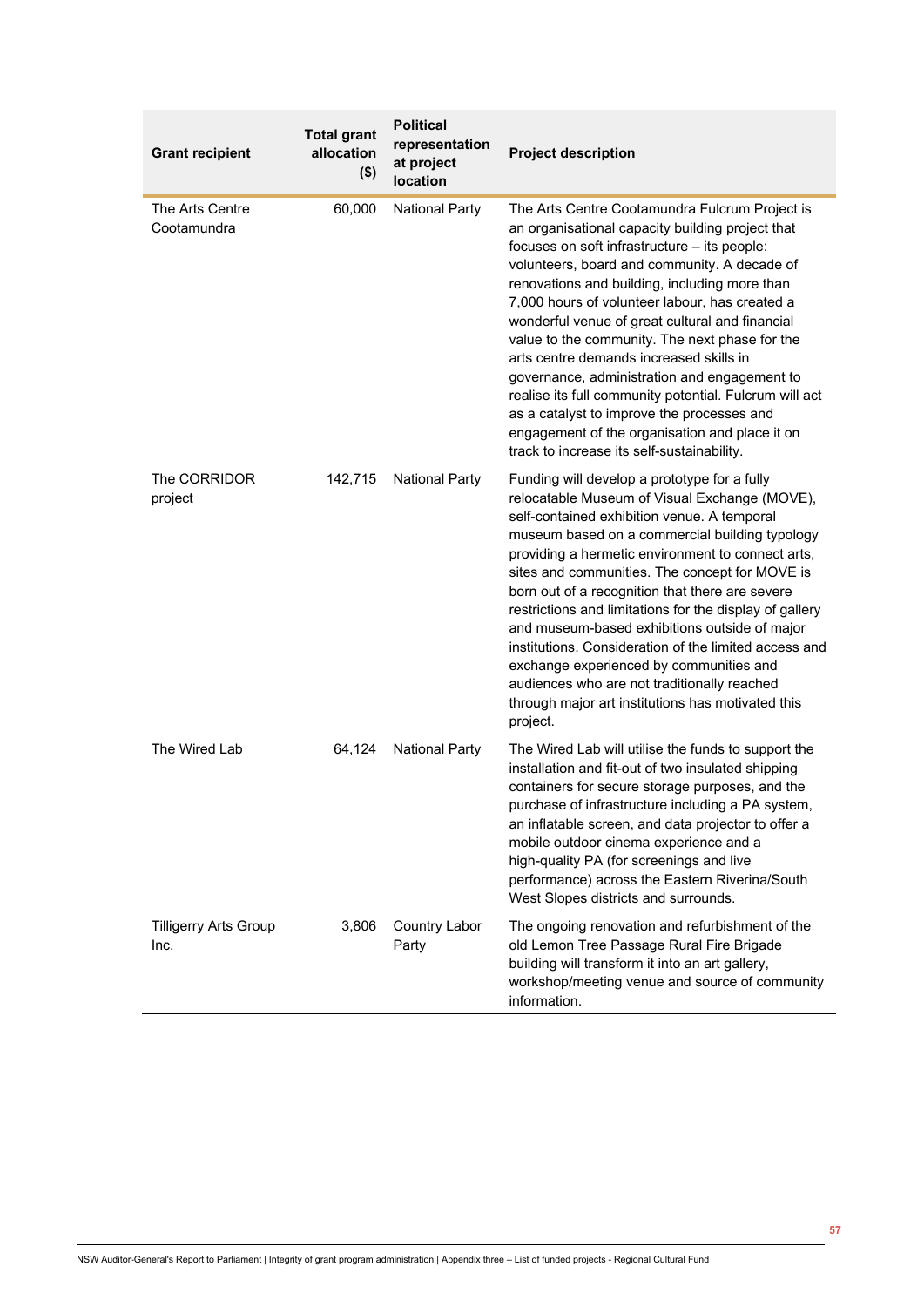| Grant recipient | Total grant allocation ($) | Political representation at project location | Project description |
|---|---|---|---|
| The Arts Centre Cootamundra | 60,000 | National Party | The Arts Centre Cootamundra Fulcrum Project is an organisational capacity building project that focuses on soft infrastructure – its people: volunteers, board and community. A decade of renovations and building, including more than 7,000 hours of volunteer labour, has created a wonderful venue of great cultural and financial value to the community. The next phase for the arts centre demands increased skills in governance, administration and engagement to realise its full community potential. Fulcrum will act as a catalyst to improve the processes and engagement of the organisation and place it on track to increase its self-sustainability. |
| The CORRIDOR project | 142,715 | National Party | Funding will develop a prototype for a fully relocatable Museum of Visual Exchange (MOVE), self-contained exhibition venue. A temporal museum based on a commercial building typology providing a hermetic environment to connect arts, sites and communities. The concept for MOVE is born out of a recognition that there are severe restrictions and limitations for the display of gallery and museum-based exhibitions outside of major institutions. Consideration of the limited access and exchange experienced by communities and audiences who are not traditionally reached through major art institutions has motivated this project. |
| The Wired Lab | 64,124 | National Party | The Wired Lab will utilise the funds to support the installation and fit-out of two insulated shipping containers for secure storage purposes, and the purchase of infrastructure including a PA system, an inflatable screen, and data projector to offer a mobile outdoor cinema experience and a high-quality PA (for screenings and live performance) across the Eastern Riverina/South West Slopes districts and surrounds. |
| Tilligerry Arts Group Inc. | 3,806 | Country Labor Party | The ongoing renovation and refurbishment of the old Lemon Tree Passage Rural Fire Brigade building will transform it into an art gallery, workshop/meeting venue and source of community information. |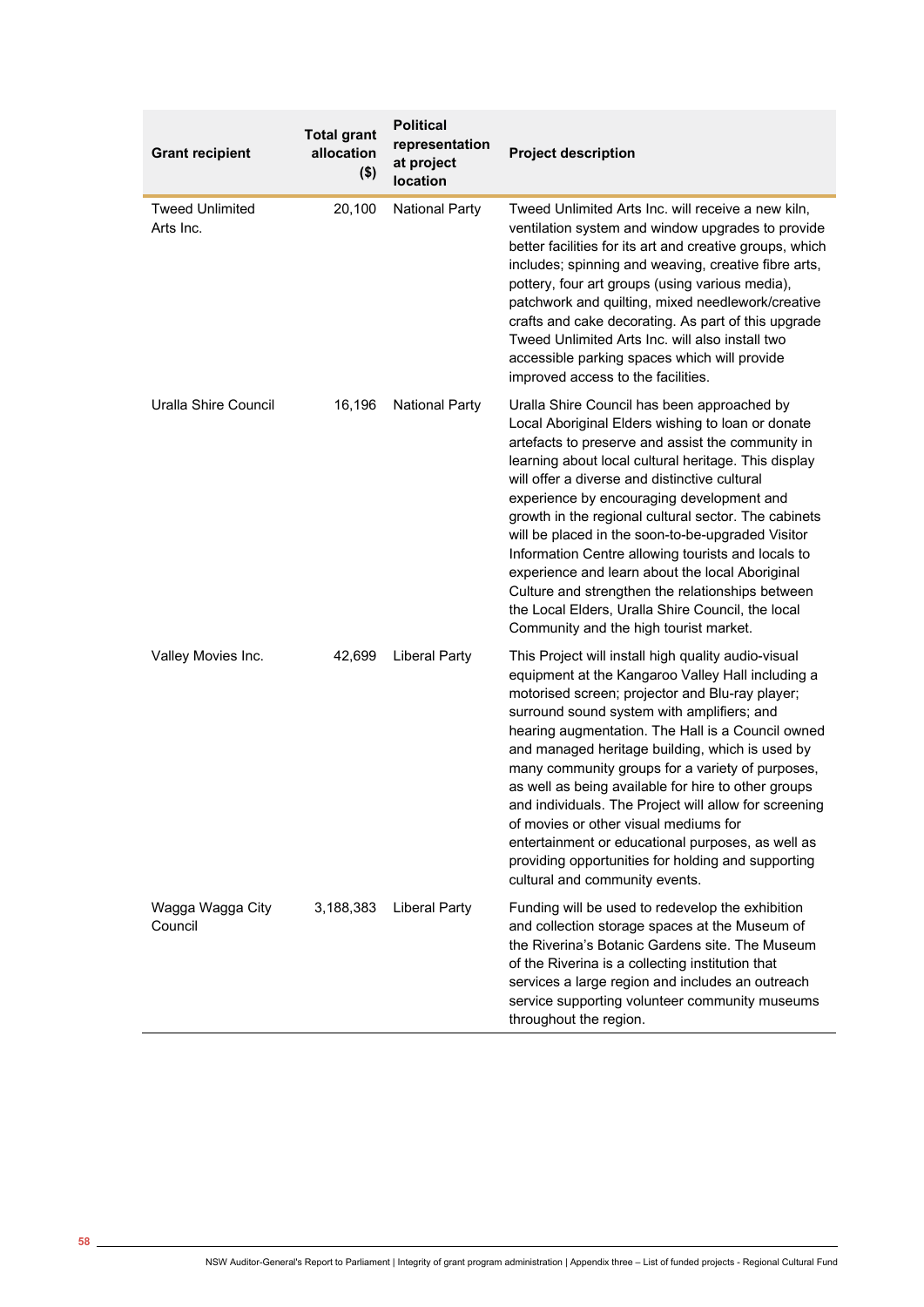| Grant recipient | Total grant allocation ($) | Political representation at project location | Project description |
|---|---|---|---|
| Tweed Unlimited Arts Inc. | 20,100 | National Party | Tweed Unlimited Arts Inc. will receive a new kiln, ventilation system and window upgrades to provide better facilities for its art and creative groups, which includes; spinning and weaving, creative fibre arts, pottery, four art groups (using various media), patchwork and quilting, mixed needlework/creative crafts and cake decorating. As part of this upgrade Tweed Unlimited Arts Inc. will also install two accessible parking spaces which will provide improved access to the facilities. |
| Uralla Shire Council | 16,196 | National Party | Uralla Shire Council has been approached by Local Aboriginal Elders wishing to loan or donate artefacts to preserve and assist the community in learning about local cultural heritage. This display will offer a diverse and distinctive cultural experience by encouraging development and growth in the regional cultural sector. The cabinets will be placed in the soon-to-be-upgraded Visitor Information Centre allowing tourists and locals to experience and learn about the local Aboriginal Culture and strengthen the relationships between the Local Elders, Uralla Shire Council, the local Community and the high tourist market. |
| Valley Movies Inc. | 42,699 | Liberal Party | This Project will install high quality audio-visual equipment at the Kangaroo Valley Hall including a motorised screen; projector and Blu-ray player; surround sound system with amplifiers; and hearing augmentation. The Hall is a Council owned and managed heritage building, which is used by many community groups for a variety of purposes, as well as being available for hire to other groups and individuals. The Project will allow for screening of movies or other visual mediums for entertainment or educational purposes, as well as providing opportunities for holding and supporting cultural and community events. |
| Wagga Wagga City Council | 3,188,383 | Liberal Party | Funding will be used to redevelop the exhibition and collection storage spaces at the Museum of the Riverina's Botanic Gardens site. The Museum of the Riverina is a collecting institution that services a large region and includes an outreach service supporting volunteer community museums throughout the region. |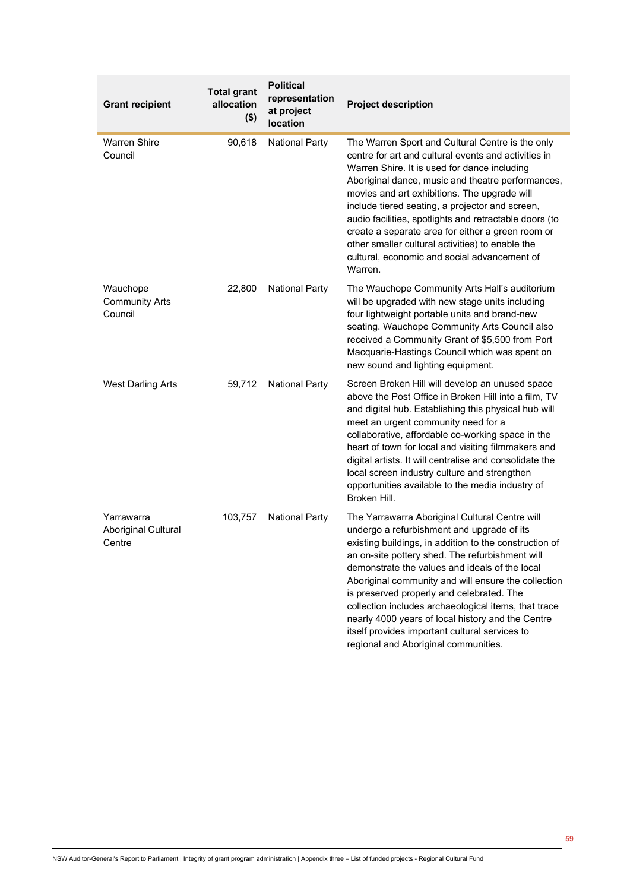| Grant recipient | Total grant allocation ($) | Political representation at project location | Project description |
|---|---|---|---|
| Warren Shire Council | 90,618 | National Party | The Warren Sport and Cultural Centre is the only centre for art and cultural events and activities in Warren Shire. It is used for dance including Aboriginal dance, music and theatre performances, movies and art exhibitions. The upgrade will include tiered seating, a projector and screen, audio facilities, spotlights and retractable doors (to create a separate area for either a green room or other smaller cultural activities) to enable the cultural, economic and social advancement of Warren. |
| Wauchope Community Arts Council | 22,800 | National Party | The Wauchope Community Arts Hall's auditorium will be upgraded with new stage units including four lightweight portable units and brand-new seating. Wauchope Community Arts Council also received a Community Grant of $5,500 from Port Macquarie-Hastings Council which was spent on new sound and lighting equipment. |
| West Darling Arts | 59,712 | National Party | Screen Broken Hill will develop an unused space above the Post Office in Broken Hill into a film, TV and digital hub. Establishing this physical hub will meet an urgent community need for a collaborative, affordable co-working space in the heart of town for local and visiting filmmakers and digital artists. It will centralise and consolidate the local screen industry culture and strengthen opportunities available to the media industry of Broken Hill. |
| Yarrawarra Aboriginal Cultural Centre | 103,757 | National Party | The Yarrawarra Aboriginal Cultural Centre will undergo a refurbishment and upgrade of its existing buildings, in addition to the construction of an on-site pottery shed. The refurbishment will demonstrate the values and ideals of the local Aboriginal community and will ensure the collection is preserved properly and celebrated. The collection includes archaeological items, that trace nearly 4000 years of local history and the Centre itself provides important cultural services to regional and Aboriginal communities. |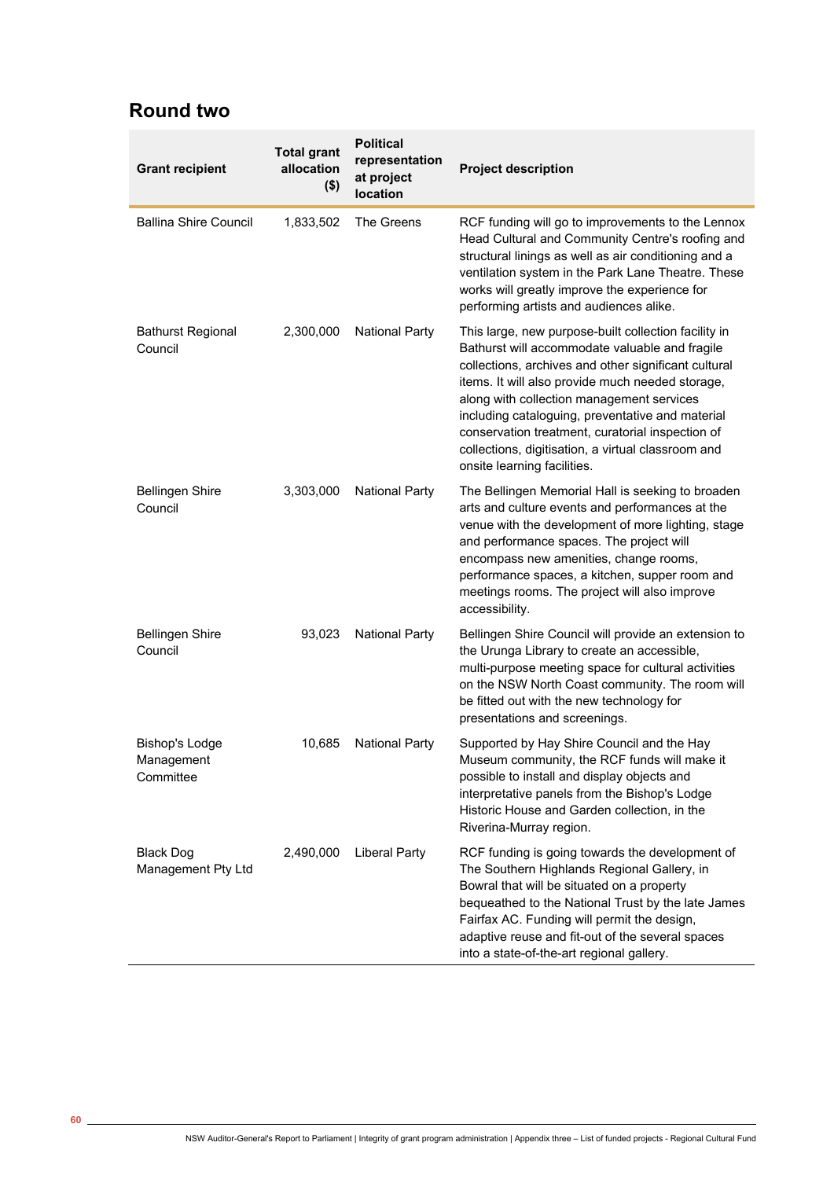## Round two

| Grant recipient | Total grant allocation ($) | Political representation at project location | Project description |
|---|---|---|---|
| Ballina Shire Council | 1,833,502 | The Greens | RCF funding will go to improvements to the Lennox Head Cultural and Community Centre's roofing and structural linings as well as air conditioning and a ventilation system in the Park Lane Theatre. These works will greatly improve the experience for performing artists and audiences alike. |
| Bathurst Regional Council | 2,300,000 | National Party | This large, new purpose-built collection facility in Bathurst will accommodate valuable and fragile collections, archives and other significant cultural items. It will also provide much needed storage, along with collection management services including cataloguing, preventative and material conservation treatment, curatorial inspection of collections, digitisation, a virtual classroom and onsite learning facilities. |
| Bellingen Shire Council | 3,303,000 | National Party | The Bellingen Memorial Hall is seeking to broaden arts and culture events and performances at the venue with the development of more lighting, stage and performance spaces. The project will encompass new amenities, change rooms, performance spaces, a kitchen, supper room and meetings rooms. The project will also improve accessibility. |
| Bellingen Shire Council | 93,023 | National Party | Bellingen Shire Council will provide an extension to the Urunga Library to create an accessible, multi-purpose meeting space for cultural activities on the NSW North Coast community. The room will be fitted out with the new technology for presentations and screenings. |
| Bishop's Lodge Management Committee | 10,685 | National Party | Supported by Hay Shire Council and the Hay Museum community, the RCF funds will make it possible to install and display objects and interpretative panels from the Bishop's Lodge Historic House and Garden collection, in the Riverina-Murray region. |
| Black Dog Management Pty Ltd | 2,490,000 | Liberal Party | RCF funding is going towards the development of The Southern Highlands Regional Gallery, in Bowral that will be situated on a property bequeathed to the National Trust by the late James Fairfax AC. Funding will permit the design, adaptive reuse and fit-out of the several spaces into a state-of-the-art regional gallery. |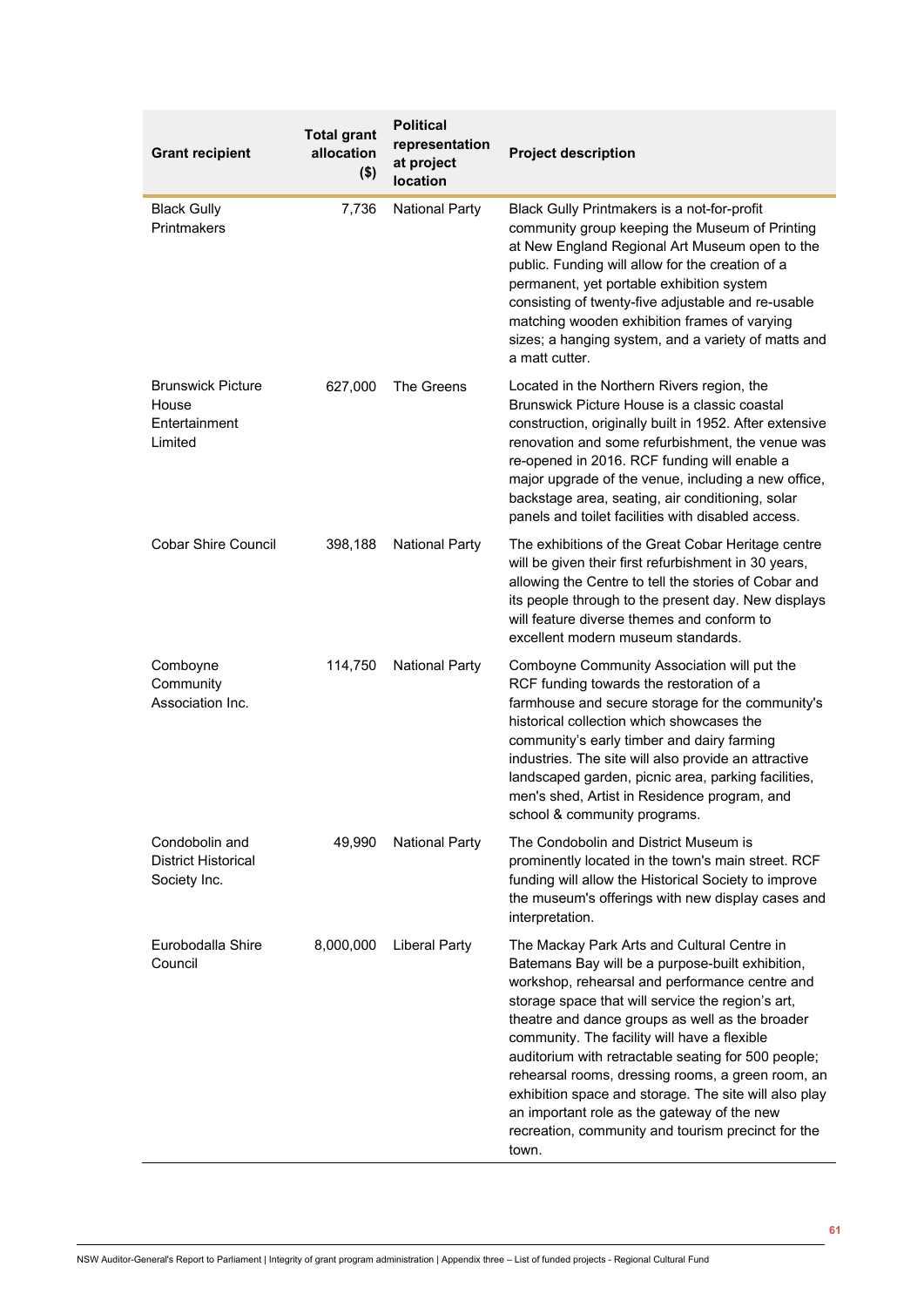| Grant recipient | Total grant allocation ($) | Political representation at project location | Project description |
|---|---|---|---|
| Black Gully Printmakers | 7,736 | National Party | Black Gully Printmakers is a not-for-profit community group keeping the Museum of Printing at New England Regional Art Museum open to the public. Funding will allow for the creation of a permanent, yet portable exhibition system consisting of twenty-five adjustable and re-usable matching wooden exhibition frames of varying sizes; a hanging system, and a variety of matts and a matt cutter. |
| Brunswick Picture House Entertainment Limited | 627,000 | The Greens | Located in the Northern Rivers region, the Brunswick Picture House is a classic coastal construction, originally built in 1952. After extensive renovation and some refurbishment, the venue was re-opened in 2016. RCF funding will enable a major upgrade of the venue, including a new office, backstage area, seating, air conditioning, solar panels and toilet facilities with disabled access. |
| Cobar Shire Council | 398,188 | National Party | The exhibitions of the Great Cobar Heritage centre will be given their first refurbishment in 30 years, allowing the Centre to tell the stories of Cobar and its people through to the present day. New displays will feature diverse themes and conform to excellent modern museum standards. |
| Comboyne Community Association Inc. | 114,750 | National Party | Comboyne Community Association will put the RCF funding towards the restoration of a farmhouse and secure storage for the community's historical collection which showcases the community's early timber and dairy farming industries. The site will also provide an attractive landscaped garden, picnic area, parking facilities, men's shed, Artist in Residence program, and school & community programs. |
| Condobolin and District Historical Society Inc. | 49,990 | National Party | The Condobolin and District Museum is prominently located in the town's main street. RCF funding will allow the Historical Society to improve the museum's offerings with new display cases and interpretation. |
| Eurobodalla Shire Council | 8,000,000 | Liberal Party | The Mackay Park Arts and Cultural Centre in Batemans Bay will be a purpose-built exhibition, workshop, rehearsal and performance centre and storage space that will service the region's art, theatre and dance groups as well as the broader community. The facility will have a flexible auditorium with retractable seating for 500 people; rehearsal rooms, dressing rooms, a green room, an exhibition space and storage. The site will also play an important role as the gateway of the new recreation, community and tourism precinct for the town. |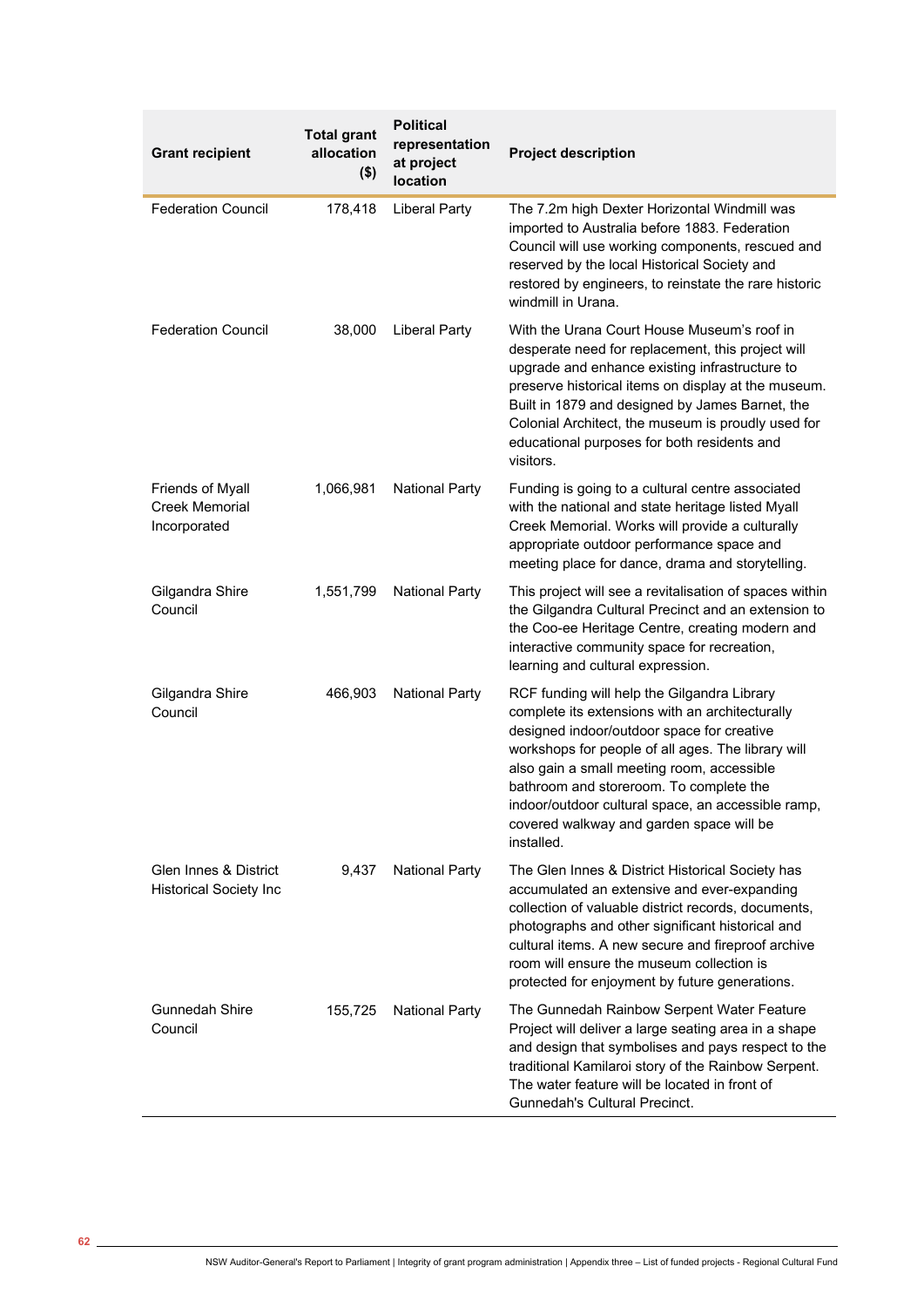| Grant recipient | Total grant allocation ($) | Political representation at project location | Project description |
|---|---|---|---|
| Federation Council | 178,418 | Liberal Party | The 7.2m high Dexter Horizontal Windmill was imported to Australia before 1883. Federation Council will use working components, rescued and reserved by the local Historical Society and restored by engineers, to reinstate the rare historic windmill in Urana. |
| Federation Council | 38,000 | Liberal Party | With the Urana Court House Museum's roof in desperate need for replacement, this project will upgrade and enhance existing infrastructure to preserve historical items on display at the museum. Built in 1879 and designed by James Barnet, the Colonial Architect, the museum is proudly used for educational purposes for both residents and visitors. |
| Friends of Myall Creek Memorial Incorporated | 1,066,981 | National Party | Funding is going to a cultural centre associated with the national and state heritage listed Myall Creek Memorial. Works will provide a culturally appropriate outdoor performance space and meeting place for dance, drama and storytelling. |
| Gilgandra Shire Council | 1,551,799 | National Party | This project will see a revitalisation of spaces within the Gilgandra Cultural Precinct and an extension to the Coo-ee Heritage Centre, creating modern and interactive community space for recreation, learning and cultural expression. |
| Gilgandra Shire Council | 466,903 | National Party | RCF funding will help the Gilgandra Library complete its extensions with an architecturally designed indoor/outdoor space for creative workshops for people of all ages. The library will also gain a small meeting room, accessible bathroom and storeroom. To complete the indoor/outdoor cultural space, an accessible ramp, covered walkway and garden space will be installed. |
| Glen Innes & District Historical Society Inc | 9,437 | National Party | The Glen Innes & District Historical Society has accumulated an extensive and ever-expanding collection of valuable district records, documents, photographs and other significant historical and cultural items. A new secure and fireproof archive room will ensure the museum collection is protected for enjoyment by future generations. |
| Gunnedah Shire Council | 155,725 | National Party | The Gunnedah Rainbow Serpent Water Feature Project will deliver a large seating area in a shape and design that symbolises and pays respect to the traditional Kamilaroi story of the Rainbow Serpent. The water feature will be located in front of Gunnedah's Cultural Precinct. |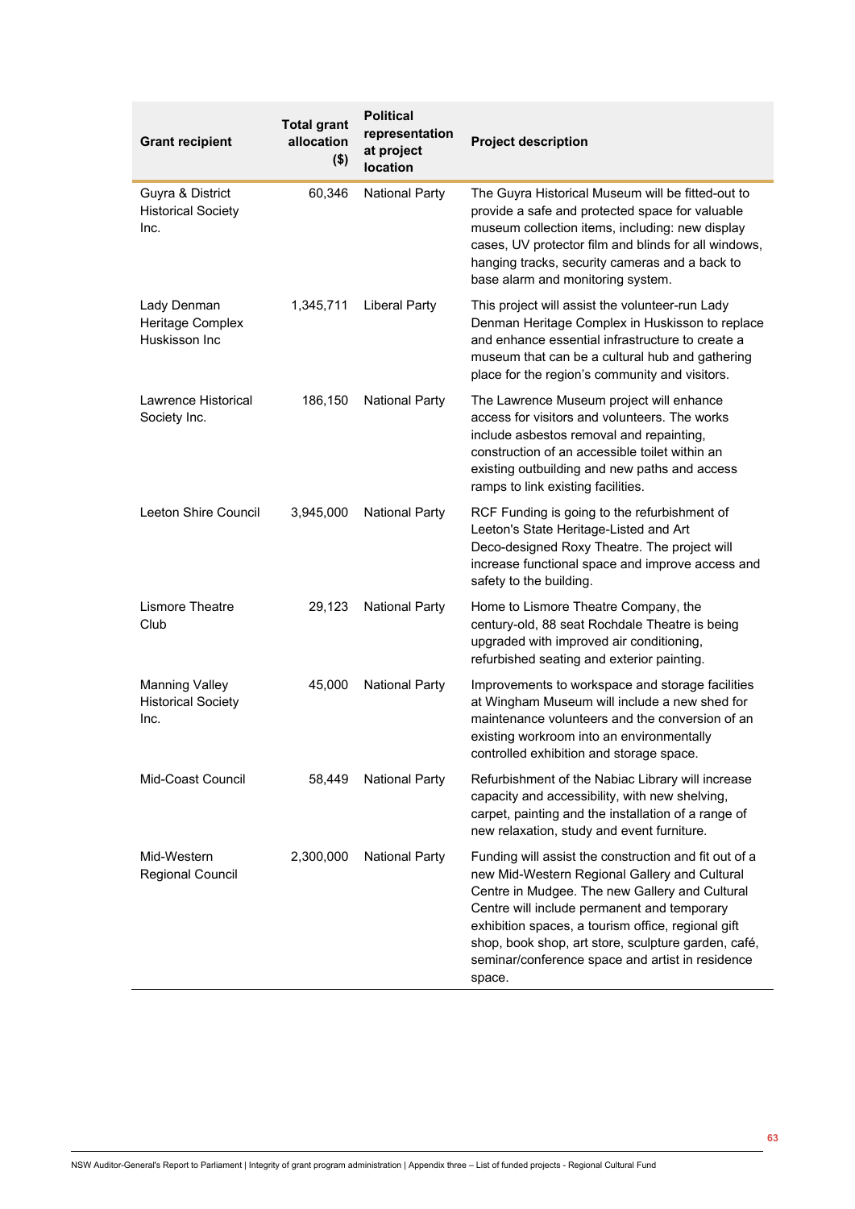| Grant recipient | Total grant allocation ($) | Political representation at project location | Project description |
|---|---|---|---|
| Guyra & District Historical Society Inc. | 60,346 | National Party | The Guyra Historical Museum will be fitted-out to provide a safe and protected space for valuable museum collection items, including: new display cases, UV protector film and blinds for all windows, hanging tracks, security cameras and a back to base alarm and monitoring system. |
| Lady Denman Heritage Complex Huskisson Inc | 1,345,711 | Liberal Party | This project will assist the volunteer-run Lady Denman Heritage Complex in Huskisson to replace and enhance essential infrastructure to create a museum that can be a cultural hub and gathering place for the region's community and visitors. |
| Lawrence Historical Society Inc. | 186,150 | National Party | The Lawrence Museum project will enhance access for visitors and volunteers. The works include asbestos removal and repainting, construction of an accessible toilet within an existing outbuilding and new paths and access ramps to link existing facilities. |
| Leeton Shire Council | 3,945,000 | National Party | RCF Funding is going to the refurbishment of Leeton's State Heritage-Listed and Art Deco-designed Roxy Theatre. The project will increase functional space and improve access and safety to the building. |
| Lismore Theatre Club | 29,123 | National Party | Home to Lismore Theatre Company, the century-old, 88 seat Rochdale Theatre is being upgraded with improved air conditioning, refurbished seating and exterior painting. |
| Manning Valley Historical Society Inc. | 45,000 | National Party | Improvements to workspace and storage facilities at Wingham Museum will include a new shed for maintenance volunteers and the conversion of an existing workroom into an environmentally controlled exhibition and storage space. |
| Mid-Coast Council | 58,449 | National Party | Refurbishment of the Nabiac Library will increase capacity and accessibility, with new shelving, carpet, painting and the installation of a range of new relaxation, study and event furniture. |
| Mid-Western Regional Council | 2,300,000 | National Party | Funding will assist the construction and fit out of a new Mid-Western Regional Gallery and Cultural Centre in Mudgee. The new Gallery and Cultural Centre will include permanent and temporary exhibition spaces, a tourism office, regional gift shop, book shop, art store, sculpture garden, café, seminar/conference space and artist in residence space. |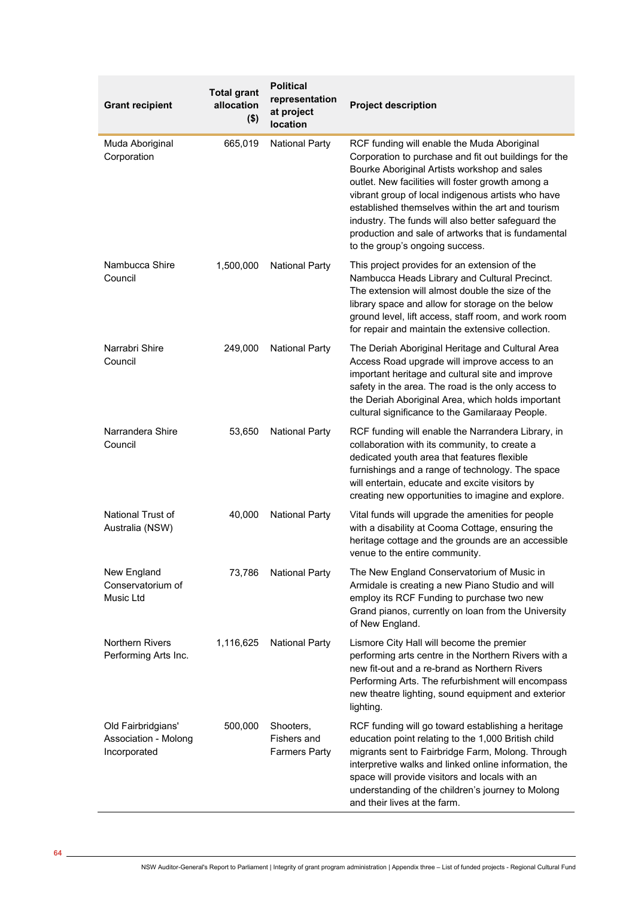| Grant recipient | Total grant allocation ($) | Political representation at project location | Project description |
|---|---|---|---|
| Muda Aboriginal Corporation | 665,019 | National Party | RCF funding will enable the Muda Aboriginal Corporation to purchase and fit out buildings for the Bourke Aboriginal Artists workshop and sales outlet. New facilities will foster growth among a vibrant group of local indigenous artists who have established themselves within the art and tourism industry. The funds will also better safeguard the production and sale of artworks that is fundamental to the group's ongoing success. |
| Nambucca Shire Council | 1,500,000 | National Party | This project provides for an extension of the Nambucca Heads Library and Cultural Precinct. The extension will almost double the size of the library space and allow for storage on the below ground level, lift access, staff room, and work room for repair and maintain the extensive collection. |
| Narrabri Shire Council | 249,000 | National Party | The Deriah Aboriginal Heritage and Cultural Area Access Road upgrade will improve access to an important heritage and cultural site and improve safety in the area. The road is the only access to the Deriah Aboriginal Area, which holds important cultural significance to the Gamilaraay People. |
| Narrandera Shire Council | 53,650 | National Party | RCF funding will enable the Narrandera Library, in collaboration with its community, to create a dedicated youth area that features flexible furnishings and a range of technology. The space will entertain, educate and excite visitors by creating new opportunities to imagine and explore. |
| National Trust of Australia (NSW) | 40,000 | National Party | Vital funds will upgrade the amenities for people with a disability at Cooma Cottage, ensuring the heritage cottage and the grounds are an accessible venue to the entire community. |
| New England Conservatorium of Music Ltd | 73,786 | National Party | The New England Conservatorium of Music in Armidale is creating a new Piano Studio and will employ its RCF Funding to purchase two new Grand pianos, currently on loan from the University of New England. |
| Northern Rivers Performing Arts Inc. | 1,116,625 | National Party | Lismore City Hall will become the premier performing arts centre in the Northern Rivers with a new fit-out and a re-brand as Northern Rivers Performing Arts. The refurbishment will encompass new theatre lighting, sound equipment and exterior lighting. |
| Old Fairbridgians' Association - Molong Incorporated | 500,000 | Shooters, Fishers and Farmers Party | RCF funding will go toward establishing a heritage education point relating to the 1,000 British child migrants sent to Fairbridge Farm, Molong. Through interpretive walks and linked online information, the space will provide visitors and locals with an understanding of the children's journey to Molong and their lives at the farm. |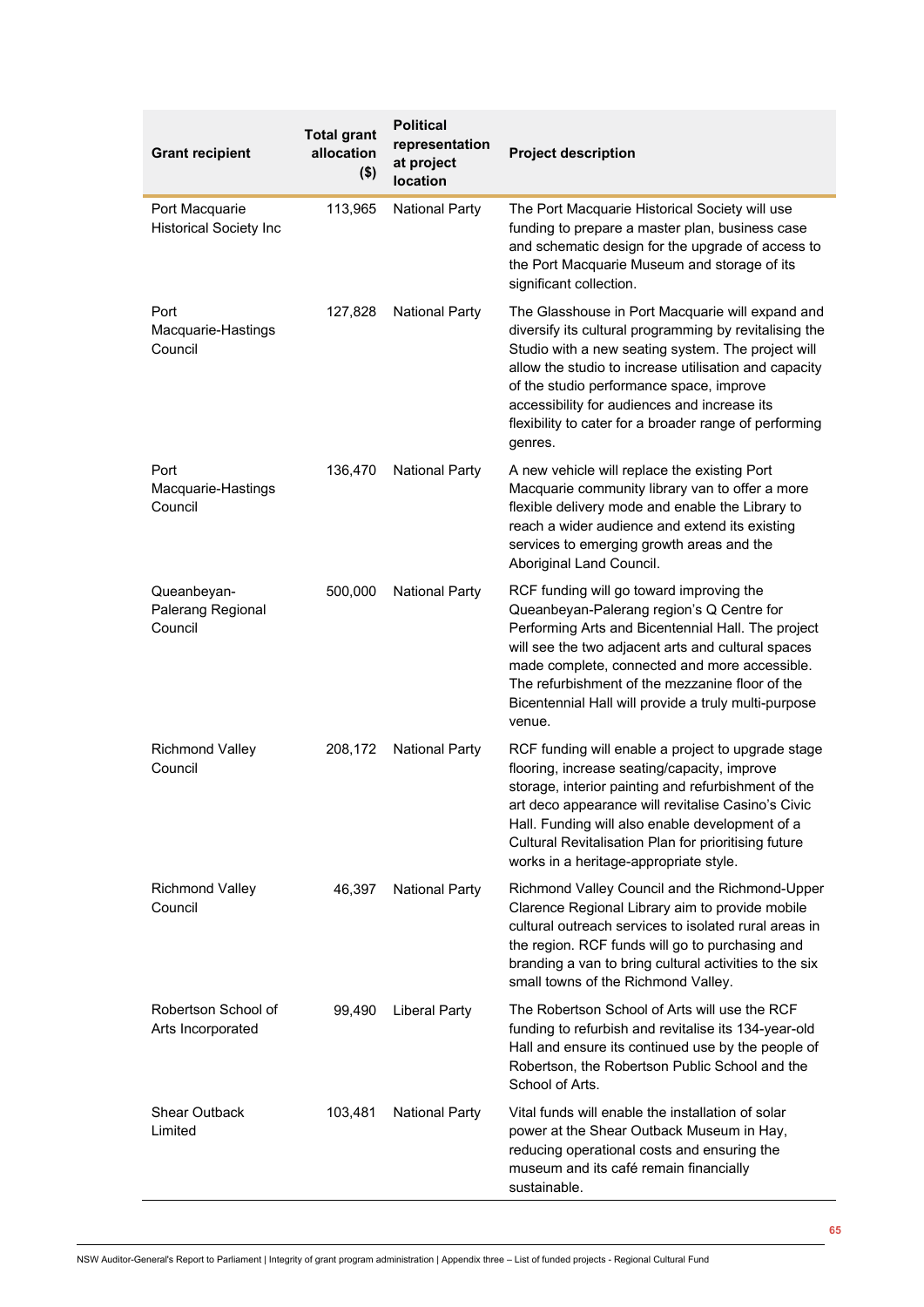| Grant recipient | Total grant allocation ($) | Political representation at project location | Project description |
|---|---|---|---|
| Port Macquarie Historical Society Inc | 113,965 | National Party | The Port Macquarie Historical Society will use funding to prepare a master plan, business case and schematic design for the upgrade of access to the Port Macquarie Museum and storage of its significant collection. |
| Port Macquarie-Hastings Council | 127,828 | National Party | The Glasshouse in Port Macquarie will expand and diversify its cultural programming by revitalising the Studio with a new seating system. The project will allow the studio to increase utilisation and capacity of the studio performance space, improve accessibility for audiences and increase its flexibility to cater for a broader range of performing genres. |
| Port Macquarie-Hastings Council | 136,470 | National Party | A new vehicle will replace the existing Port Macquarie community library van to offer a more flexible delivery mode and enable the Library to reach a wider audience and extend its existing services to emerging growth areas and the Aboriginal Land Council. |
| Queanbeyan-Palerang Regional Council | 500,000 | National Party | RCF funding will go toward improving the Queanbeyan-Palerang region's Q Centre for Performing Arts and Bicentennial Hall. The project will see the two adjacent arts and cultural spaces made complete, connected and more accessible. The refurbishment of the mezzanine floor of the Bicentennial Hall will provide a truly multi-purpose venue. |
| Richmond Valley Council | 208,172 | National Party | RCF funding will enable a project to upgrade stage flooring, increase seating/capacity, improve storage, interior painting and refurbishment of the art deco appearance will revitalise Casino's Civic Hall. Funding will also enable development of a Cultural Revitalisation Plan for prioritising future works in a heritage-appropriate style. |
| Richmond Valley Council | 46,397 | National Party | Richmond Valley Council and the Richmond-Upper Clarence Regional Library aim to provide mobile cultural outreach services to isolated rural areas in the region. RCF funds will go to purchasing and branding a van to bring cultural activities to the six small towns of the Richmond Valley. |
| Robertson School of Arts Incorporated | 99,490 | Liberal Party | The Robertson School of Arts will use the RCF funding to refurbish and revitalise its 134-year-old Hall and ensure its continued use by the people of Robertson, the Robertson Public School and the School of Arts. |
| Shear Outback Limited | 103,481 | National Party | Vital funds will enable the installation of solar power at the Shear Outback Museum in Hay, reducing operational costs and ensuring the museum and its café remain financially sustainable. |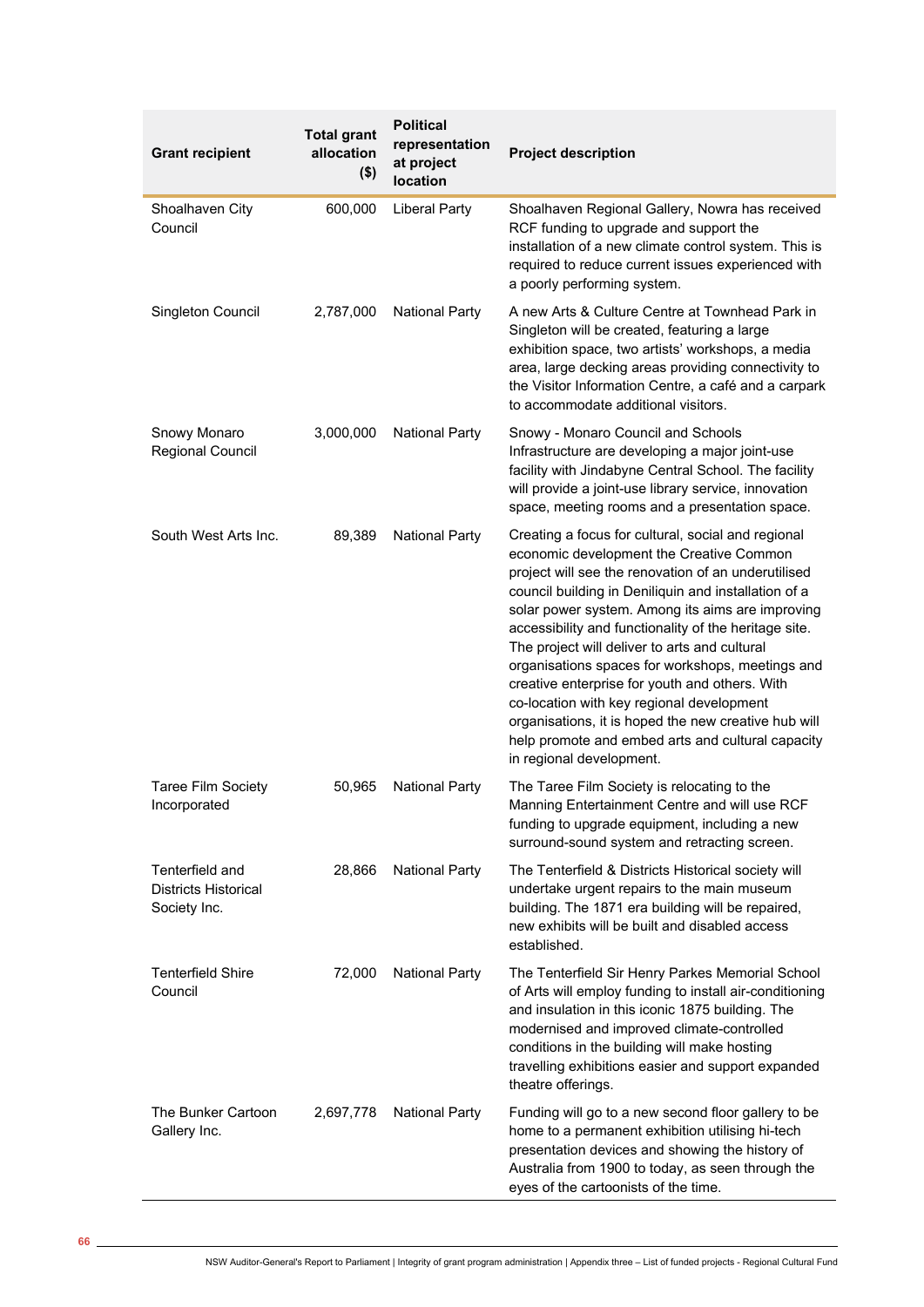| Grant recipient | Total grant allocation ($) | Political representation at project location | Project description |
|---|---|---|---|
| Shoalhaven City Council | 600,000 | Liberal Party | Shoalhaven Regional Gallery, Nowra has received RCF funding to upgrade and support the installation of a new climate control system. This is required to reduce current issues experienced with a poorly performing system. |
| Singleton Council | 2,787,000 | National Party | A new Arts & Culture Centre at Townhead Park in Singleton will be created, featuring a large exhibition space, two artists' workshops, a media area, large decking areas providing connectivity to the Visitor Information Centre, a café and a carpark to accommodate additional visitors. |
| Snowy Monaro Regional Council | 3,000,000 | National Party | Snowy - Monaro Council and Schools Infrastructure are developing a major joint-use facility with Jindabyne Central School. The facility will provide a joint-use library service, innovation space, meeting rooms and a presentation space. |
| South West Arts Inc. | 89,389 | National Party | Creating a focus for cultural, social and regional economic development the Creative Common project will see the renovation of an underutilised council building in Deniliquin and installation of a solar power system. Among its aims are improving accessibility and functionality of the heritage site. The project will deliver to arts and cultural organisations spaces for workshops, meetings and creative enterprise for youth and others. With co-location with key regional development organisations, it is hoped the new creative hub will help promote and embed arts and cultural capacity in regional development. |
| Taree Film Society Incorporated | 50,965 | National Party | The Taree Film Society is relocating to the Manning Entertainment Centre and will use RCF funding to upgrade equipment, including a new surround-sound system and retracting screen. |
| Tenterfield and Districts Historical Society Inc. | 28,866 | National Party | The Tenterfield & Districts Historical society will undertake urgent repairs to the main museum building. The 1871 era building will be repaired, new exhibits will be built and disabled access established. |
| Tenterfield Shire Council | 72,000 | National Party | The Tenterfield Sir Henry Parkes Memorial School of Arts will employ funding to install air-conditioning and insulation in this iconic 1875 building. The modernised and improved climate-controlled conditions in the building will make hosting travelling exhibitions easier and support expanded theatre offerings. |
| The Bunker Cartoon Gallery Inc. | 2,697,778 | National Party | Funding will go to a new second floor gallery to be home to a permanent exhibition utilising hi-tech presentation devices and showing the history of Australia from 1900 to today, as seen through the eyes of the cartoonists of the time. |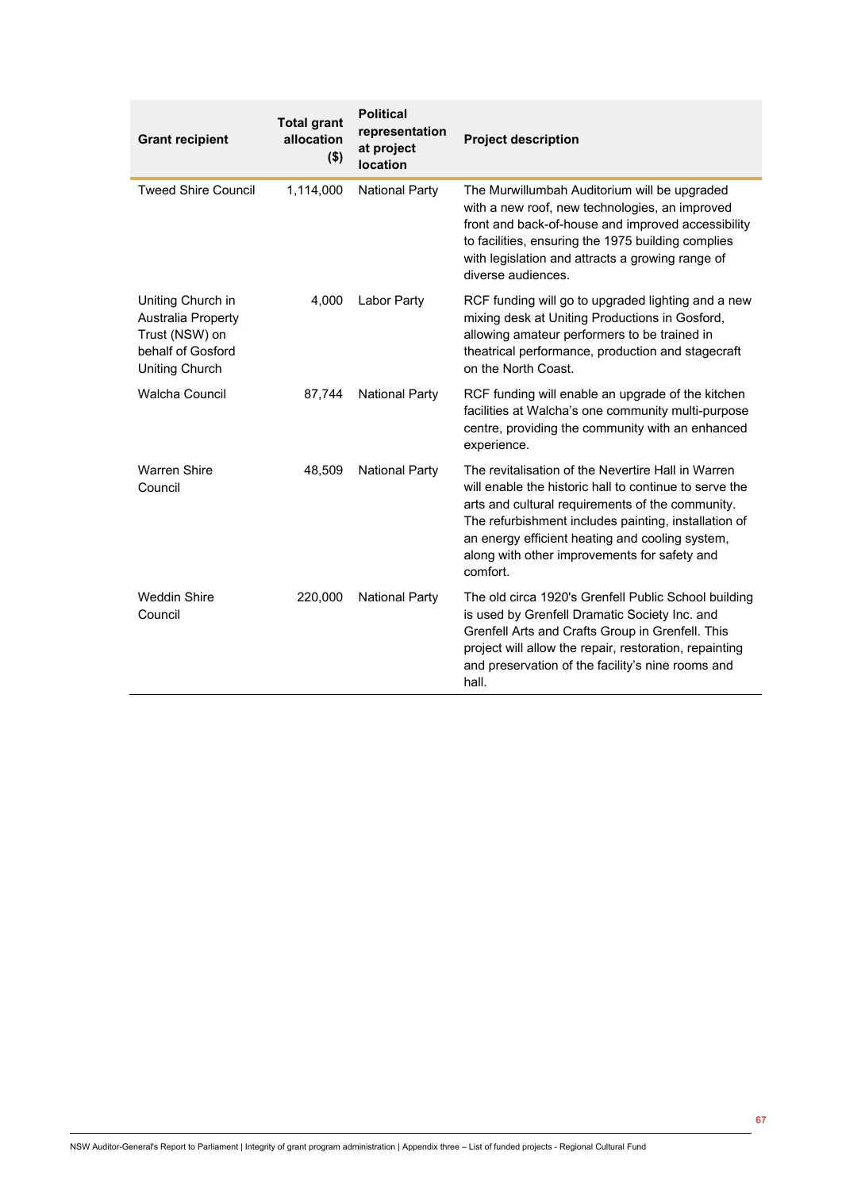| Grant recipient | Total grant allocation ($) | Political representation at project location | Project description |
|---|---|---|---|
| Tweed Shire Council | 1,114,000 | National Party | The Murwillumbah Auditorium will be upgraded with a new roof, new technologies, an improved front and back-of-house and improved accessibility to facilities, ensuring the 1975 building complies with legislation and attracts a growing range of diverse audiences. |
| Uniting Church in Australia Property Trust (NSW) on behalf of Gosford Uniting Church | 4,000 | Labor Party | RCF funding will go to upgraded lighting and a new mixing desk at Uniting Productions in Gosford, allowing amateur performers to be trained in theatrical performance, production and stagecraft on the North Coast. |
| Walcha Council | 87,744 | National Party | RCF funding will enable an upgrade of the kitchen facilities at Walcha's one community multi-purpose centre, providing the community with an enhanced experience. |
| Warren Shire Council | 48,509 | National Party | The revitalisation of the Nevertire Hall in Warren will enable the historic hall to continue to serve the arts and cultural requirements of the community. The refurbishment includes painting, installation of an energy efficient heating and cooling system, along with other improvements for safety and comfort. |
| Weddin Shire Council | 220,000 | National Party | The old circa 1920's Grenfell Public School building is used by Grenfell Dramatic Society Inc. and Grenfell Arts and Crafts Group in Grenfell. This project will allow the repair, restoration, repainting and preservation of the facility's nine rooms and hall. |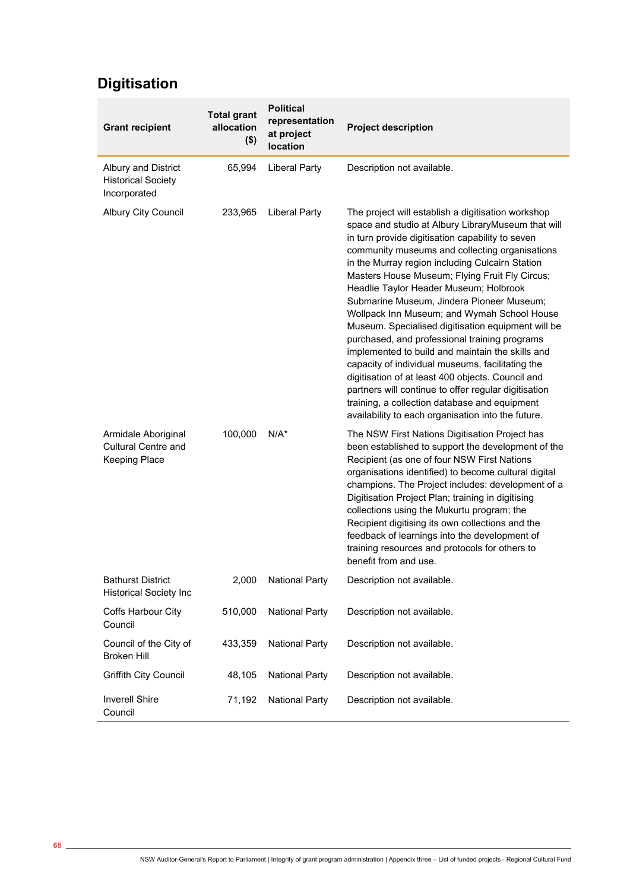## Digitisation

| Grant recipient | Total grant allocation ($) | Political representation at project location | Project description |
|---|---|---|---|
| Albury and District Historical Society Incorporated | 65,994 | Liberal Party | Description not available. |
| Albury City Council | 233,965 | Liberal Party | The project will establish a digitisation workshop space and studio at Albury LibraryMuseum that will in turn provide digitisation capability to seven community museums and collecting organisations in the Murray region including Culcairn Station Masters House Museum; Flying Fruit Fly Circus; Headlie Taylor Header Museum; Holbrook Submarine Museum, Jindera Pioneer Museum; Wollpack Inn Museum; and Wymah School House Museum. Specialised digitisation equipment will be purchased, and professional training programs implemented to build and maintain the skills and capacity of individual museums, facilitating the digitisation of at least 400 objects. Council and partners will continue to offer regular digitisation training, a collection database and equipment availability to each organisation into the future. |
| Armidale Aboriginal Cultural Centre and Keeping Place | 100,000 | N/A* | The NSW First Nations Digitisation Project has been established to support the development of the Recipient (as one of four NSW First Nations organisations identified) to become cultural digital champions. The Project includes: development of a Digitisation Project Plan; training in digitising collections using the Mukurtu program; the Recipient digitising its own collections and the feedback of learnings into the development of training resources and protocols for others to benefit from and use. |
| Bathurst District Historical Society Inc | 2,000 | National Party | Description not available. |
| Coffs Harbour City Council | 510,000 | National Party | Description not available. |
| Council of the City of Broken Hill | 433,359 | National Party | Description not available. |
| Griffith City Council | 48,105 | National Party | Description not available. |
| Inverell Shire Council | 71,192 | National Party | Description not available. |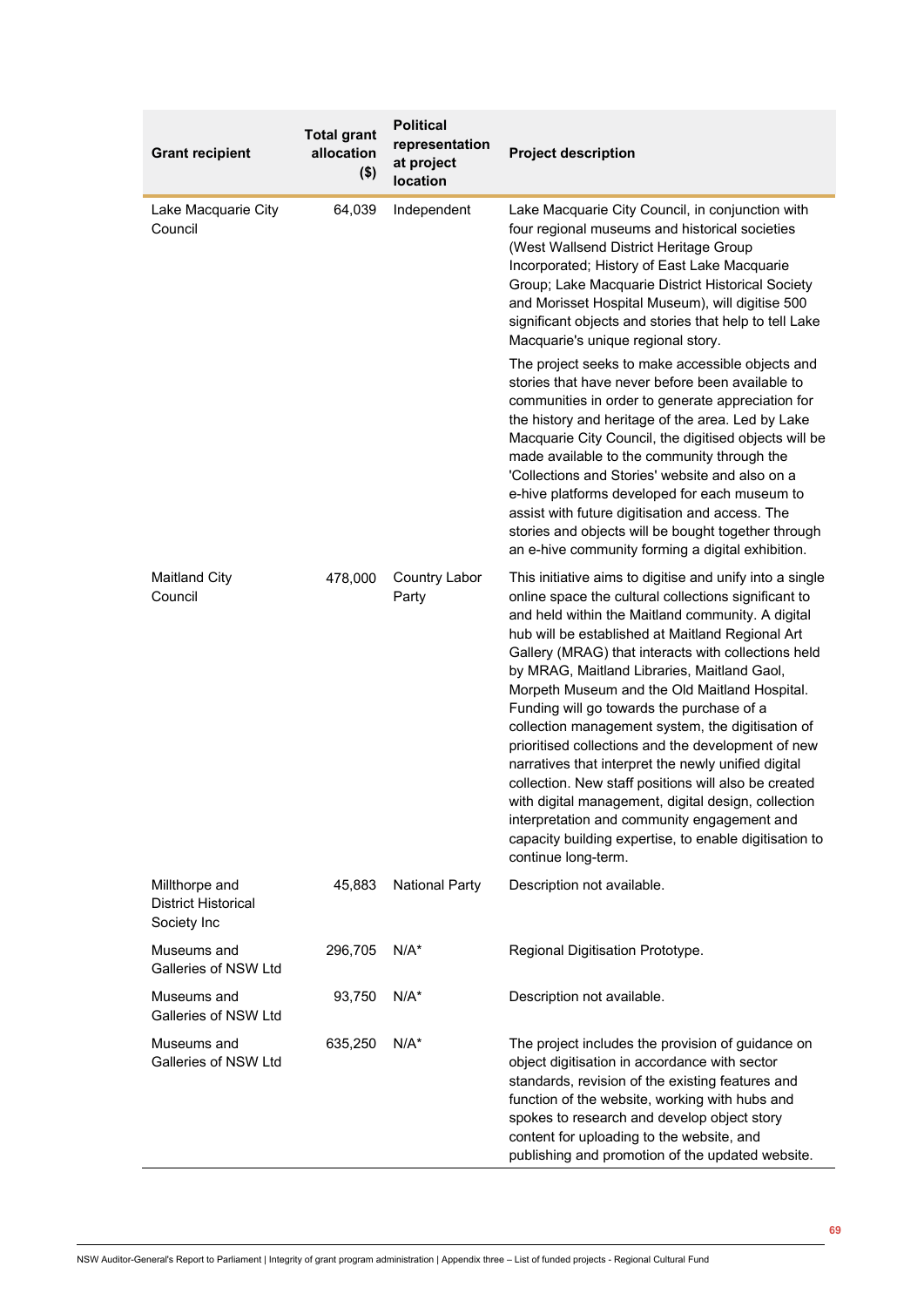| Grant recipient | Total grant allocation ($) | Political representation at project location | Project description |
|---|---|---|---|
| Lake Macquarie City Council | 64,039 | Independent | Lake Macquarie City Council, in conjunction with four regional museums and historical societies (West Wallsend District Heritage Group Incorporated; History of East Lake Macquarie Group; Lake Macquarie District Historical Society and Morisset Hospital Museum), will digitise 500 significant objects and stories that help to tell Lake Macquarie's unique regional story.<br><br>The project seeks to make accessible objects and stories that have never before been available to communities in order to generate appreciation for the history and heritage of the area. Led by Lake Macquarie City Council, the digitised objects will be made available to the community through the 'Collections and Stories' website and also on a e-hive platforms developed for each museum to assist with future digitisation and access. The stories and objects will be bought together through an e-hive community forming a digital exhibition. |
| Maitland City Council | 478,000 | Country Labor Party | This initiative aims to digitise and unify into a single online space the cultural collections significant to and held within the Maitland community. A digital hub will be established at Maitland Regional Art Gallery (MRAG) that interacts with collections held by MRAG, Maitland Libraries, Maitland Gaol, Morpeth Museum and the Old Maitland Hospital. Funding will go towards the purchase of a collection management system, the digitisation of prioritised collections and the development of new narratives that interpret the newly unified digital collection. New staff positions will also be created with digital management, digital design, collection interpretation and community engagement and capacity building expertise, to enable digitisation to continue long-term. |
| Millthorpe and District Historical Society Inc | 45,883 | National Party | Description not available. |
| Museums and Galleries of NSW Ltd | 296,705 | N/A* | Regional Digitisation Prototype. |
| Museums and Galleries of NSW Ltd | 93,750 | N/A* | Description not available. |
| Museums and Galleries of NSW Ltd | 635,250 | N/A* | The project includes the provision of guidance on object digitisation in accordance with sector standards, revision of the existing features and function of the website, working with hubs and spokes to research and develop object story content for uploading to the website, and publishing and promotion of the updated website. |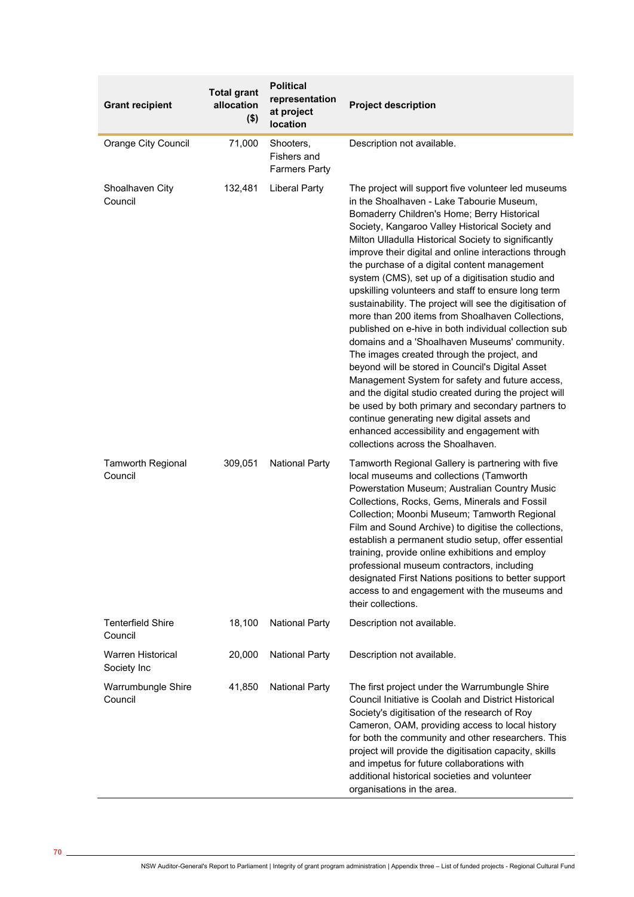| Grant recipient | Total grant allocation ($) | Political representation at project location | Project description |
|---|---|---|---|
| Orange City Council | 71,000 | Shooters, Fishers and Farmers Party | Description not available. |
| Shoalhaven City Council | 132,481 | Liberal Party | The project will support five volunteer led museums in the Shoalhaven - Lake Tabourie Museum, Bomaderry Children's Home; Berry Historical Society, Kangaroo Valley Historical Society and Milton Ulladulla Historical Society to significantly improve their digital and online interactions through the purchase of a digital content management system (CMS), set up of a digitisation studio and upskilling volunteers and staff to ensure long term sustainability. The project will see the digitisation of more than 200 items from Shoalhaven Collections, published on e-hive in both individual collection sub domains and a 'Shoalhaven Museums' community. The images created through the project, and beyond will be stored in Council's Digital Asset Management System for safety and future access, and the digital studio created during the project will be used by both primary and secondary partners to continue generating new digital assets and enhanced accessibility and engagement with collections across the Shoalhaven. |
| Tamworth Regional Council | 309,051 | National Party | Tamworth Regional Gallery is partnering with five local museums and collections (Tamworth Powerstation Museum; Australian Country Music Collections, Rocks, Gems, Minerals and Fossil Collection; Moonbi Museum; Tamworth Regional Film and Sound Archive) to digitise the collections, establish a permanent studio setup, offer essential training, provide online exhibitions and employ professional museum contractors, including designated First Nations positions to better support access to and engagement with the museums and their collections. |
| Tenterfield Shire Council | 18,100 | National Party | Description not available. |
| Warren Historical Society Inc | 20,000 | National Party | Description not available. |
| Warrumbungle Shire Council | 41,850 | National Party | The first project under the Warrumbungle Shire Council Initiative is Coolah and District Historical Society's digitisation of the research of Roy Cameron, OAM, providing access to local history for both the community and other researchers. This project will provide the digitisation capacity, skills and impetus for future collaborations with additional historical societies and volunteer organisations in the area. |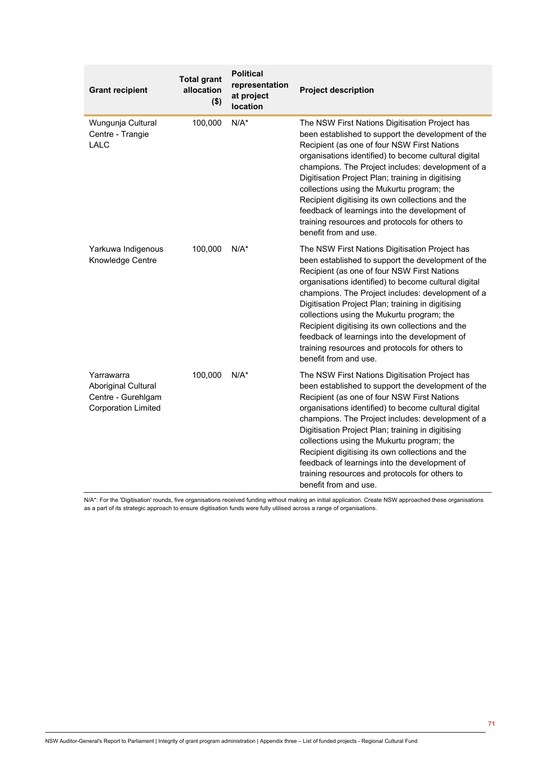| Grant recipient | Total grant allocation ($) | Political representation at project location | Project description |
|---|---|---|---|
| Wungunja Cultural Centre - Trangie LALC | 100,000 | N/A* | The NSW First Nations Digitisation Project has been established to support the development of the Recipient (as one of four NSW First Nations organisations identified) to become cultural digital champions. The Project includes: development of a Digitisation Project Plan; training in digitising collections using the Mukurtu program; the Recipient digitising its own collections and the feedback of learnings into the development of training resources and protocols for others to benefit from and use. |
| Yarkuwa Indigenous Knowledge Centre | 100,000 | N/A* | The NSW First Nations Digitisation Project has been established to support the development of the Recipient (as one of four NSW First Nations organisations identified) to become cultural digital champions. The Project includes: development of a Digitisation Project Plan; training in digitising collections using the Mukurtu program; the Recipient digitising its own collections and the feedback of learnings into the development of training resources and protocols for others to benefit from and use. |
| Yarrawarra Aboriginal Cultural Centre - Gurehlgam Corporation Limited | 100,000 | N/A* | The NSW First Nations Digitisation Project has been established to support the development of the Recipient (as one of four NSW First Nations organisations identified) to become cultural digital champions. The Project includes: development of a Digitisation Project Plan; training in digitising collections using the Mukurtu program; the Recipient digitising its own collections and the feedback of learnings into the development of training resources and protocols for others to benefit from and use. |

N/A*: For the 'Digitisation' rounds, five organisations received funding without making an initial application. Create NSW approached these organisations as a part of its strategic approach to ensure digitisation funds were fully utilised across a range of organisations.